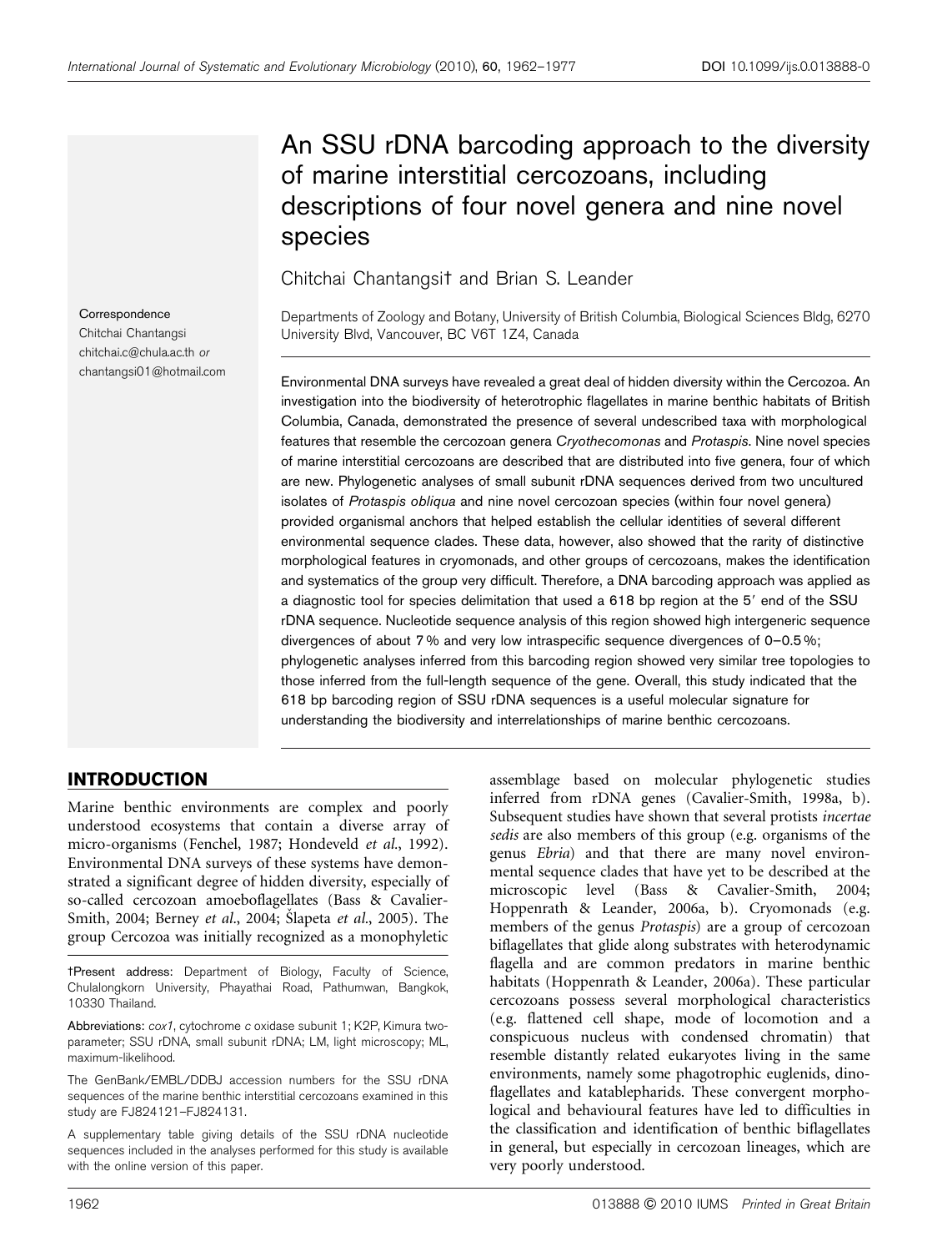# An SSU rDNA barcoding approach to the diversity of marine interstitial cercozoans, including descriptions of four novel genera and nine novel species

Chitchai Chantangsi† and Brian S. Leander

Departments of Zoology and Botany, University of British Columbia, Biological Sciences Bldg, 6270 University Blvd, Vancouver, BC V6T 1Z4, Canada

Correspondence
Chitchai Chantangsi
chitchai.c@chula.ac.th or
chantangsi01@hotmail.com

Environmental DNA surveys have revealed a great deal of hidden diversity within the Cercozoa. An investigation into the biodiversity of heterotrophic flagellates in marine benthic habitats of British Columbia, Canada, demonstrated the presence of several undescribed taxa with morphological features that resemble the cercozoan genera *Cryothecomonas* and *Protaspis*. Nine novel species of marine interstitial cercozoans are described that are distributed into five genera, four of which are new. Phylogenetic analyses of small subunit rDNA sequences derived from two uncultured isolates of *Protaspis obliqua* and nine novel cercozoan species (within four novel genera) provided organismal anchors that helped establish the cellular identities of several different environmental sequence clades. These data, however, also showed that the rarity of distinctive morphological features in cryomonads, and other groups of cercozoans, makes the identification and systematics of the group very difficult. Therefore, a DNA barcoding approach was applied as a diagnostic tool for species delimitation that used a 618 bp region at the 5′ end of the SSU rDNA sequence. Nucleotide sequence analysis of this region showed high intergeneric sequence divergences of about 7 % and very low intraspecific sequence divergences of 0–0.5 %; phylogenetic analyses inferred from this barcoding region showed very similar tree topologies to those inferred from the full-length sequence of the gene. Overall, this study indicated that the 618 bp barcoding region of SSU rDNA sequences is a useful molecular signature for understanding the biodiversity and interrelationships of marine benthic cercozoans.

## INTRODUCTION

Marine benthic environments are complex and poorly understood ecosystems that contain a diverse array of micro-organisms (Fenchel, 1987; Hondeveld *et al.*, 1992). Environmental DNA surveys of these systems have demonstrated a significant degree of hidden diversity, especially of so-called cercozoan amoeboflagellates (Bass & Cavalier-Smith, 2004; Berney *et al.*, 2004; Šlapeta *et al.*, 2005). The group Cercozoa was initially recognized as a monophyletic assemblage based on molecular phylogenetic studies inferred from rDNA genes (Cavalier-Smith, 1998a, b). Subsequent studies have shown that several protists *incertae sedis* are also members of this group (e.g. organisms of the genus *Ebria*) and that there are many novel environmental sequence clades that have yet to be described at the microscopic level (Bass & Cavalier-Smith, 2004; Hoppenrath & Leander, 2006a, b). Cryomonads (e.g. members of the genus *Protaspis*) are a group of cercozoan biflagellates that glide along substrates with heterodynamic flagella and are common predators in marine benthic habitats (Hoppenrath & Leander, 2006a). These particular cercozoans possess several morphological characteristics (e.g. flattened cell shape, mode of locomotion and a conspicuous nucleus with condensed chromatin) that resemble distantly related eukaryotes living in the same environments, namely some phagotrophic euglenids, dinoflagellates and katablepharids. These convergent morphological and behavioural features have led to difficulties in the classification and identification of benthic biflagellates in general, but especially in cercozoan lineages, which are very poorly understood.

†Present address: Department of Biology, Faculty of Science, Chulalongkorn University, Phayathai Road, Pathumwan, Bangkok, 10330 Thailand.

Abbreviations: *cox1*, cytochrome *c* oxidase subunit 1; K2P, Kimura two-parameter; SSU rDNA, small subunit rDNA; LM, light microscopy; ML, maximum-likelihood.

The GenBank/EMBL/DDBJ accession numbers for the SSU rDNA sequences of the marine benthic interstitial cercozoans examined in this study are FJ824121–FJ824131.

A supplementary table giving details of the SSU rDNA nucleotide sequences included in the analyses performed for this study is available with the online version of this paper.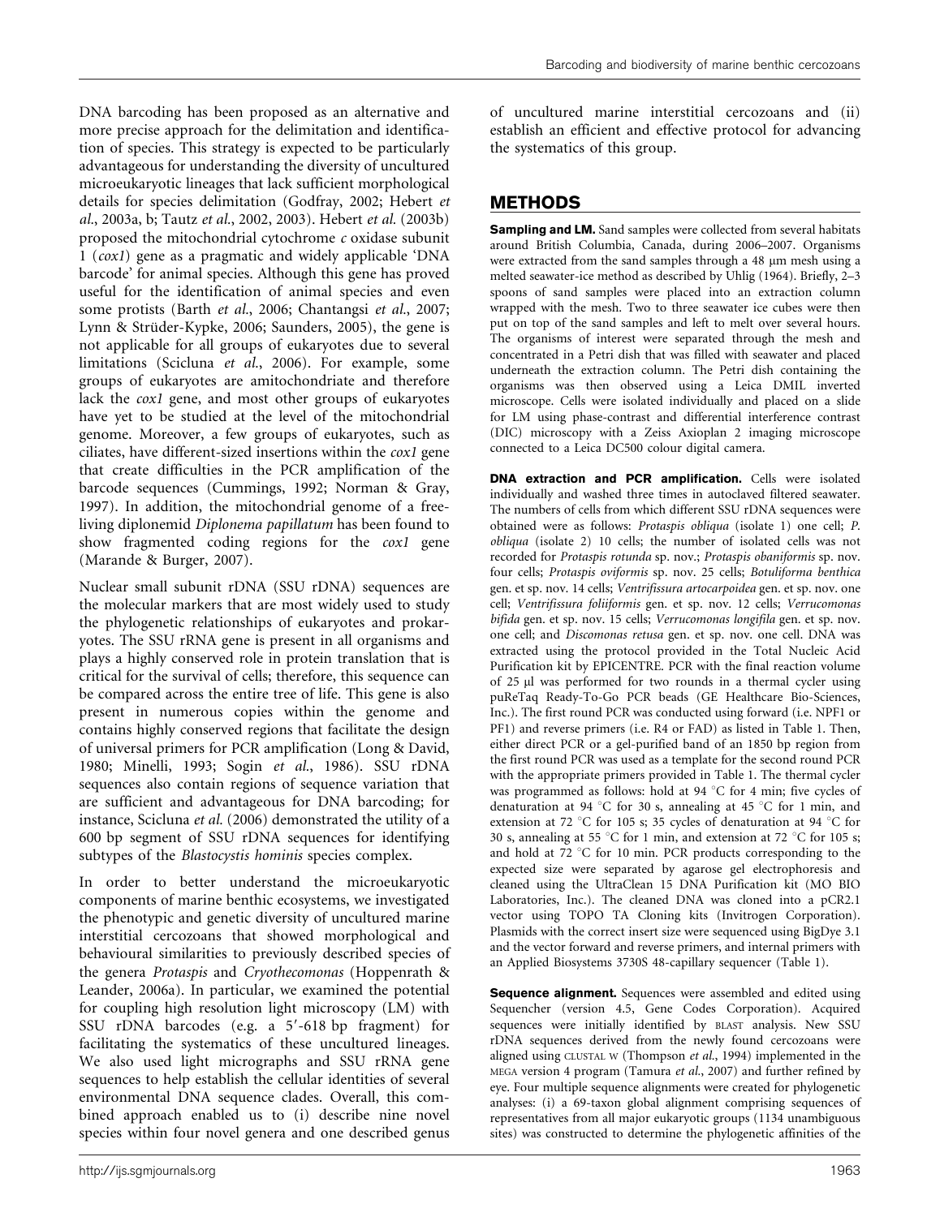DNA barcoding has been proposed as an alternative and more precise approach for the delimitation and identification of species. This strategy is expected to be particularly advantageous for understanding the diversity of uncultured microeukaryotic lineages that lack sufficient morphological details for species delimitation (Godfray, 2002; Hebert *et al.*, 2003a, b; Tautz *et al.*, 2002, 2003). Hebert *et al.* (2003b) proposed the mitochondrial cytochrome *c* oxidase subunit 1 (*cox1*) gene as a pragmatic and widely applicable 'DNA barcode' for animal species. Although this gene has proved useful for the identification of animal species and even some protists (Barth *et al.*, 2006; Chantangsi *et al.*, 2007; Lynn & Strüder-Kypke, 2006; Saunders, 2005), the gene is not applicable for all groups of eukaryotes due to several limitations (Scicluna *et al.*, 2006). For example, some groups of eukaryotes are amitochondriate and therefore lack the *cox1* gene, and most other groups of eukaryotes have yet to be studied at the level of the mitochondrial genome. Moreover, a few groups of eukaryotes, such as ciliates, have different-sized insertions within the *cox1* gene that create difficulties in the PCR amplification of the barcode sequences (Cummings, 1992; Norman & Gray, 1997). In addition, the mitochondrial genome of a free-living diplonemid *Diplonema papillatum* has been found to show fragmented coding regions for the *cox1* gene (Marande & Burger, 2007).

Nuclear small subunit rDNA (SSU rDNA) sequences are the molecular markers that are most widely used to study the phylogenetic relationships of eukaryotes and prokaryotes. The SSU rRNA gene is present in all organisms and plays a highly conserved role in protein translation that is critical for the survival of cells; therefore, this sequence can be compared across the entire tree of life. This gene is also present in numerous copies within the genome and contains highly conserved regions that facilitate the design of universal primers for PCR amplification (Long & David, 1980; Minelli, 1993; Sogin *et al.*, 1986). SSU rDNA sequences also contain regions of sequence variation that are sufficient and advantageous for DNA barcoding; for instance, Scicluna *et al.* (2006) demonstrated the utility of a 600 bp segment of SSU rDNA sequences for identifying subtypes of the *Blastocystis hominis* species complex.

In order to better understand the microeukaryotic components of marine benthic ecosystems, we investigated the phenotypic and genetic diversity of uncultured marine interstitial cercozoans that showed morphological and behavioural similarities to previously described species of the genera *Protaspis* and *Cryothecomonas* (Hoppenrath & Leander, 2006a). In particular, we examined the potential for coupling high resolution light microscopy (LM) with SSU rDNA barcodes (e.g. a 5′-618 bp fragment) for facilitating the systematics of these uncultured lineages. We also used light micrographs and SSU rRNA gene sequences to help establish the cellular identities of several environmental DNA sequence clades. Overall, this combined approach enabled us to (i) describe nine novel species within four novel genera and one described genus of uncultured marine interstitial cercozoans and (ii) establish an efficient and effective protocol for advancing the systematics of this group.

## METHODS

**Sampling and LM.** Sand samples were collected from several habitats around British Columbia, Canada, during 2006–2007. Organisms were extracted from the sand samples through a 48 μm mesh using a melted seawater-ice method as described by Uhlig (1964). Briefly, 2–3 spoons of sand samples were placed into an extraction column wrapped with the mesh. Two to three seawater ice cubes were then put on top of the sand samples and left to melt over several hours. The organisms of interest were separated through the mesh and concentrated in a Petri dish that was filled with seawater and placed underneath the extraction column. The Petri dish containing the organisms was then observed using a Leica DMIL inverted microscope. Cells were isolated individually and placed on a slide for LM using phase-contrast and differential interference contrast (DIC) microscopy with a Zeiss Axioplan 2 imaging microscope connected to a Leica DC500 colour digital camera.

**DNA extraction and PCR amplification.** Cells were isolated individually and washed three times in autoclaved filtered seawater. The numbers of cells from which different SSU rDNA sequences were obtained were as follows: *Protaspis obliqua* (isolate 1) one cell; *P. obliqua* (isolate 2) 10 cells; the number of isolated cells was not recorded for *Protaspis rotunda* sp. nov.; *Protaspis obaniformis* sp. nov. four cells; *Protaspis oviformis* sp. nov. 25 cells; *Botuliforma benthica* gen. et sp. nov. 14 cells; *Ventrifissura artocarpoidea* gen. et sp. nov. one cell; *Ventrifissura foliiformis* gen. et sp. nov. 12 cells; *Verrucomonas bifida* gen. et sp. nov. 15 cells; *Verrucomonas longifila* gen. et sp. nov. one cell; and *Discomonas retusa* gen. et sp. nov. one cell. DNA was extracted using the protocol provided in the Total Nucleic Acid Purification kit by EPICENTRE. PCR with the final reaction volume of 25 μl was performed for two rounds in a thermal cycler using puReTaq Ready-To-Go PCR beads (GE Healthcare Bio-Sciences, Inc.). The first round PCR was conducted using forward (i.e. NPF1 or PF1) and reverse primers (i.e. R4 or FAD) as listed in Table 1. Then, either direct PCR or a gel-purified band of an 1850 bp region from the first round PCR was used as a template for the second round PCR with the appropriate primers provided in Table 1. The thermal cycler was programmed as follows: hold at 94 °C for 4 min; five cycles of denaturation at 94 °C for 30 s, annealing at 45 °C for 1 min, and extension at 72 °C for 105 s; 35 cycles of denaturation at 94 °C for 30 s, annealing at 55 °C for 1 min, and extension at 72 °C for 105 s; and hold at 72 °C for 10 min. PCR products corresponding to the expected size were separated by agarose gel electrophoresis and cleaned using the UltraClean 15 DNA Purification kit (MO BIO Laboratories, Inc.). The cleaned DNA was cloned into a pCR2.1 vector using TOPO TA Cloning kits (Invitrogen Corporation). Plasmids with the correct insert size were sequenced using BigDye 3.1 and the vector forward and reverse primers, and internal primers with an Applied Biosystems 3730S 48-capillary sequencer (Table 1).

**Sequence alignment.** Sequences were assembled and edited using Sequencher (version 4.5, Gene Codes Corporation). Acquired sequences were initially identified by BLAST analysis. New SSU rDNA sequences derived from the newly found cercozoans were aligned using CLUSTAL W (Thompson *et al.*, 1994) implemented in the MEGA version 4 program (Tamura *et al.*, 2007) and further refined by eye. Four multiple sequence alignments were created for phylogenetic analyses: (i) a 69-taxon global alignment comprising sequences of representatives from all major eukaryotic groups (1134 unambiguous sites) was constructed to determine the phylogenetic affinities of the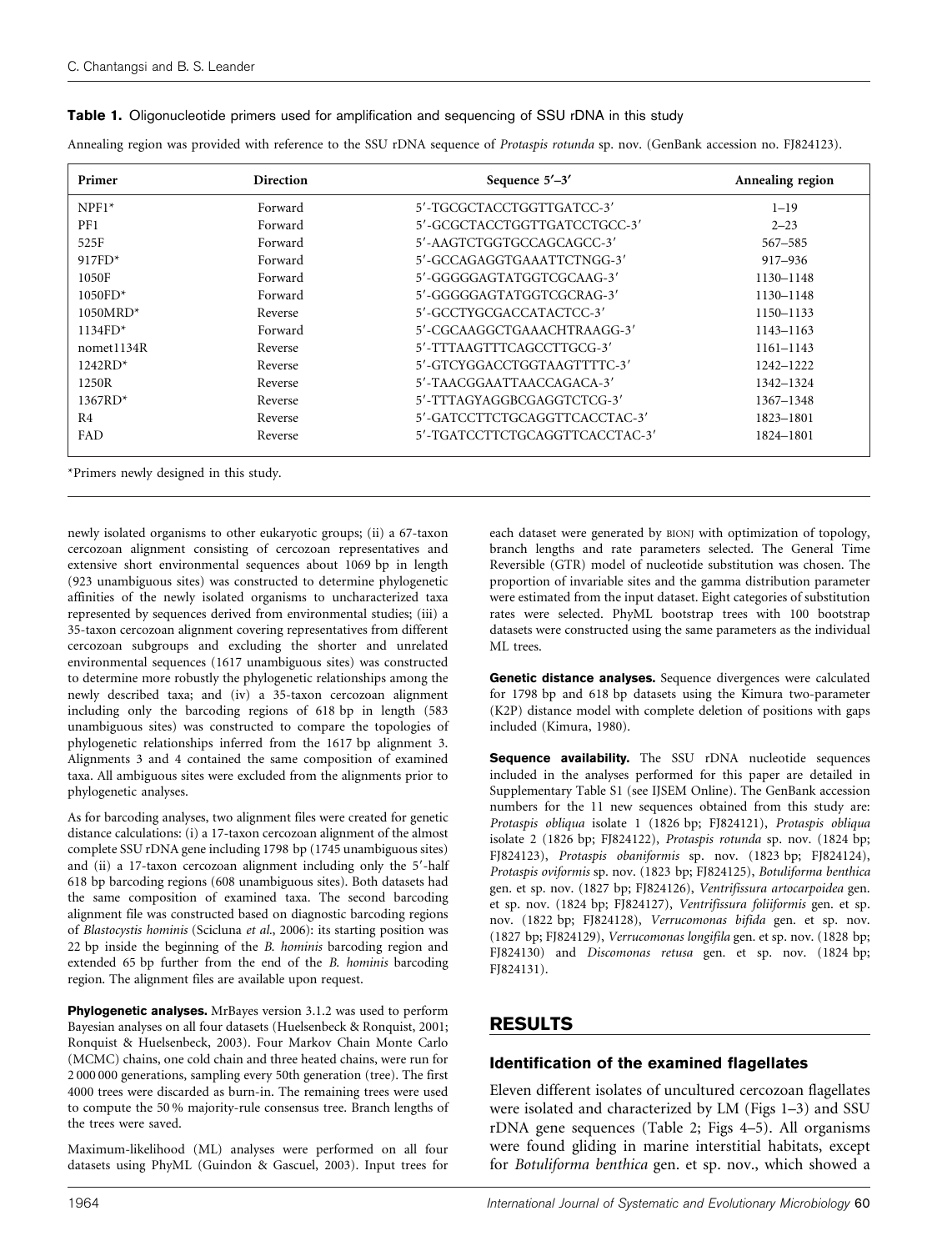**Table 1.** Oligonucleotide primers used for amplification and sequencing of SSU rDNA in this study

Annealing region was provided with reference to the SSU rDNA sequence of *Protaspis rotunda* sp. nov. (GenBank accession no. FJ824123).

| Primer | Direction | Sequence 5′–3′ | Annealing region |
|---|---|---|---|
| NPF1* | Forward | 5′-TGCGCTACCTGGTTGATCC-3′ | 1–19 |
| PF1 | Forward | 5′-GCGCTACCTGGTTGATCCTGCC-3′ | 2–23 |
| 525F | Forward | 5′-AAGTCTGGTGCCAGCAGCC-3′ | 567–585 |
| 917FD* | Forward | 5′-GCCAGAGGTGAAATTCTNGG-3′ | 917–936 |
| 1050F | Forward | 5′-GGGGGAGTATGGTCGCAAG-3′ | 1130–1148 |
| 1050FD* | Forward | 5′-GGGGGAGTATGGTCGCRAG-3′ | 1130–1148 |
| 1050MRD* | Reverse | 5′-GCCTYGCGACCATACTCC-3′ | 1150–1133 |
| 1134FD* | Forward | 5′-CGCAAGGCTGAAACHTRAAGG-3′ | 1143–1163 |
| nomet1134R | Reverse | 5′-TTTAAGTTTCAGCCTTGCG-3′ | 1161–1143 |
| 1242RD* | Reverse | 5′-GTCYGGACCTGGTAAGTTTTC-3′ | 1242–1222 |
| 1250R | Reverse | 5′-TAACGGAATTAACCAGACA-3′ | 1342–1324 |
| 1367RD* | Reverse | 5′-TTTAGYAGGBCGAGGTCTCG-3′ | 1367–1348 |
| R4 | Reverse | 5′-GATCCTTCTGCAGGTTCACCTAC-3′ | 1823–1801 |
| FAD | Reverse | 5′-TGATCCTTCTGCAGGTTCACCTAC-3′ | 1824–1801 |

*Primers newly designed in this study.

newly isolated organisms to other eukaryotic groups; (ii) a 67-taxon cercozoan alignment consisting of cercozoan representatives and extensive short environmental sequences about 1069 bp in length (923 unambiguous sites) was constructed to determine phylogenetic affinities of the newly isolated organisms to uncharacterized taxa represented by sequences derived from environmental studies; (iii) a 35-taxon cercozoan alignment covering representatives from different cercozoan subgroups and excluding the shorter and unrelated environmental sequences (1617 unambiguous sites) was constructed to determine more robustly the phylogenetic relationships among the newly described taxa; and (iv) a 35-taxon cercozoan alignment including only the barcoding regions of 618 bp in length (583 unambiguous sites) was constructed to compare the topologies of phylogenetic relationships inferred from the 1617 bp alignment 3. Alignments 3 and 4 contained the same composition of examined taxa. All ambiguous sites were excluded from the alignments prior to phylogenetic analyses.

As for barcoding analyses, two alignment files were created for genetic distance calculations: (i) a 17-taxon cercozoan alignment of the almost complete SSU rDNA gene including 1798 bp (1745 unambiguous sites) and (ii) a 17-taxon cercozoan alignment including only the 5′-half 618 bp barcoding regions (608 unambiguous sites). Both datasets had the same composition of examined taxa. The second barcoding alignment file was constructed based on diagnostic barcoding regions of *Blastocystis hominis* (Scicluna *et al.*, 2006): its starting position was 22 bp inside the beginning of the *B. hominis* barcoding region and extended 65 bp further from the end of the *B. hominis* barcoding region. The alignment files are available upon request.

**Phylogenetic analyses.** MrBayes version 3.1.2 was used to perform Bayesian analyses on all four datasets (Huelsenbeck & Ronquist, 2001; Ronquist & Huelsenbeck, 2003). Four Markov Chain Monte Carlo (MCMC) chains, one cold chain and three heated chains, were run for 2 000 000 generations, sampling every 50th generation (tree). The first 4000 trees were discarded as burn-in. The remaining trees were used to compute the 50 % majority-rule consensus tree. Branch lengths of the trees were saved.

Maximum-likelihood (ML) analyses were performed on all four datasets using PhyML (Guindon & Gascuel, 2003). Input trees for each dataset were generated by BIONJ with optimization of topology, branch lengths and rate parameters selected. The General Time Reversible (GTR) model of nucleotide substitution was chosen. The proportion of invariable sites and the gamma distribution parameter were estimated from the input dataset. Eight categories of substitution rates were selected. PhyML bootstrap trees with 100 bootstrap datasets were constructed using the same parameters as the individual ML trees.

**Genetic distance analyses.** Sequence divergences were calculated for 1798 bp and 618 bp datasets using the Kimura two-parameter (K2P) distance model with complete deletion of positions with gaps included (Kimura, 1980).

**Sequence availability.** The SSU rDNA nucleotide sequences included in the analyses performed for this paper are detailed in Supplementary Table S1 (see IJSEM Online). The GenBank accession numbers for the 11 new sequences obtained from this study are: *Protaspis obliqua* isolate 1 (1826 bp; FJ824121), *Protaspis obliqua* isolate 2 (1826 bp; FJ824122), *Protaspis rotunda* sp. nov. (1824 bp; FJ824123), *Protaspis obaniformis* sp. nov. (1823 bp; FJ824124), *Protaspis oviformis* sp. nov. (1823 bp; FJ824125), *Botuliforma benthica* gen. et sp. nov. (1827 bp; FJ824126), *Ventrifissura artocarpoidea* gen. et sp. nov. (1824 bp; FJ824127), *Ventrifissura foliiformis* gen. et sp. nov. (1822 bp; FJ824128), *Verrucomonas bifida* gen. et sp. nov. (1827 bp; FJ824129), *Verrucomonas longifila* gen. et sp. nov. (1828 bp; FJ824130) and *Discomonas retusa* gen. et sp. nov. (1824 bp; FJ824131).

## RESULTS

### Identification of the examined flagellates

Eleven different isolates of uncultured cercozoan flagellates were isolated and characterized by LM (Figs 1–3) and SSU rDNA gene sequences (Table 2; Figs 4–5). All organisms were found gliding in marine interstitial habitats, except for *Botuliforma benthica* gen. et sp. nov., which showed a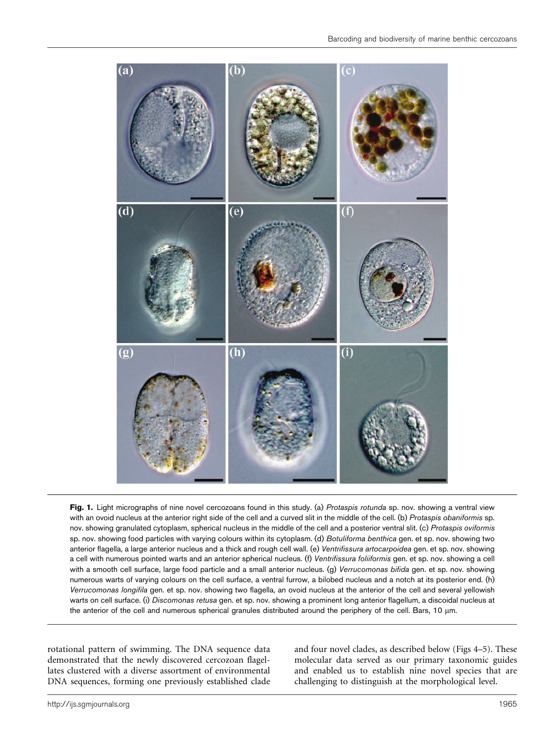**Fig. 1.** Light micrographs of nine novel cercozoans found in this study. (a) *Protaspis rotunda* sp. nov. showing a ventral view with an ovoid nucleus at the anterior right side of the cell and a curved slit in the middle of the cell. (b) *Protaspis obaniformis* sp. nov. showing granulated cytoplasm, spherical nucleus in the middle of the cell and a posterior ventral slit. (c) *Protaspis oviformis* sp. nov. showing food particles with varying colours within its cytoplasm. (d) *Botuliforma benthica* gen. et sp. nov. showing two anterior flagella, a large anterior nucleus and a thick and rough cell wall. (e) *Ventrifissura artocarpoidea* gen. et sp. nov. showing a cell with numerous pointed warts and an anterior spherical nucleus. (f) *Ventrifissura foliiformis* gen. et sp. nov. showing a cell with a smooth cell surface, large food particle and a small anterior nucleus. (g) *Verrucomonas bifida* gen. et sp. nov. showing numerous warts of varying colours on the cell surface, a ventral furrow, a bilobed nucleus and a notch at its posterior end. (h) *Verrucomonas longifila* gen. et sp. nov. showing two flagella, an ovoid nucleus at the anterior of the cell and several yellowish warts on cell surface. (i) *Discomonas retusa* gen. et sp. nov. showing a prominent long anterior flagellum, a discoidal nucleus at the anterior of the cell and numerous spherical granules distributed around the periphery of the cell. Bars, 10 μm.

rotational pattern of swimming. The DNA sequence data demonstrated that the newly discovered cercozoan flagellates clustered with a diverse assortment of environmental DNA sequences, forming one previously established clade and four novel clades, as described below (Figs 4–5). These molecular data served as our primary taxonomic guides and enabled us to establish nine novel species that are challenging to distinguish at the morphological level.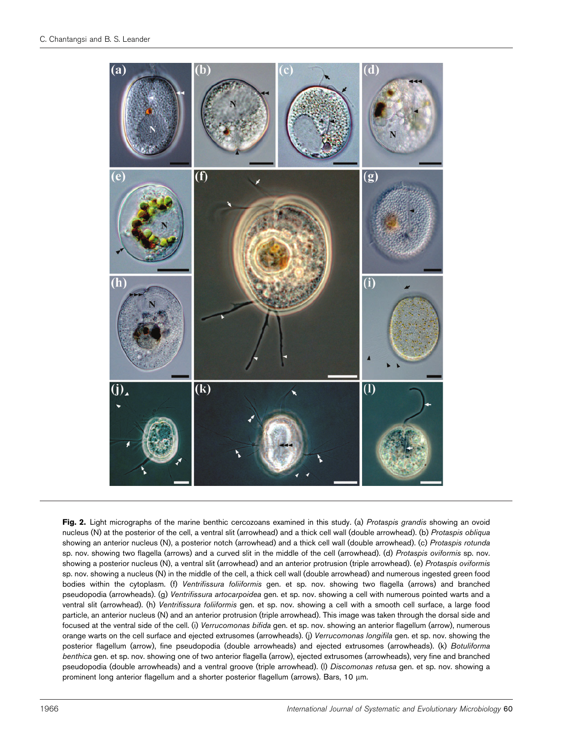**Fig. 2.** Light micrographs of the marine benthic cercozoans examined in this study. (a) *Protaspis grandis* showing an ovoid nucleus (N) at the posterior of the cell, a ventral slit (arrowhead) and a thick cell wall (double arrowhead). (b) *Protaspis obliqua* showing an anterior nucleus (N), a posterior notch (arrowhead) and a thick cell wall (double arrowhead). (c) *Protaspis rotunda* sp. nov. showing two flagella (arrows) and a curved slit in the middle of the cell (arrowhead). (d) *Protaspis oviformis* sp. nov. showing a posterior nucleus (N), a ventral slit (arrowhead) and an anterior protrusion (triple arrowhead). (e) *Protaspis oviformis* sp. nov. showing a nucleus (N) in the middle of the cell, a thick cell wall (double arrowhead) and numerous ingested green food bodies within the cytoplasm. (f) *Ventrifissura foliiformis* gen. et sp. nov. showing two flagella (arrows) and branched pseudopodia (arrowheads). (g) *Ventrifissura artocarpoidea* gen. et sp. nov. showing a cell with numerous pointed warts and a ventral slit (arrowhead). (h) *Ventrifissura foliiformis* gen. et sp. nov. showing a cell with a smooth cell surface, a large food particle, an anterior nucleus (N) and an anterior protrusion (triple arrowhead). This image was taken through the dorsal side and focused at the ventral side of the cell. (i) *Verrucomonas bifida* gen. et sp. nov. showing an anterior flagellum (arrow), numerous orange warts on the cell surface and ejected extrusomes (arrowheads). (j) *Verrucomonas longifila* gen. et sp. nov. showing the posterior flagellum (arrow), fine pseudopodia (double arrowheads) and ejected extrusomes (arrowheads). (k) *Botuliforma benthica* gen. et sp. nov. showing one of two anterior flagella (arrow), ejected extrusomes (arrowheads), very fine and branched pseudopodia (double arrowheads) and a ventral groove (triple arrowhead). (l) *Discomonas retusa* gen. et sp. nov. showing a prominent long anterior flagellum and a shorter posterior flagellum (arrows). Bars, 10 μm.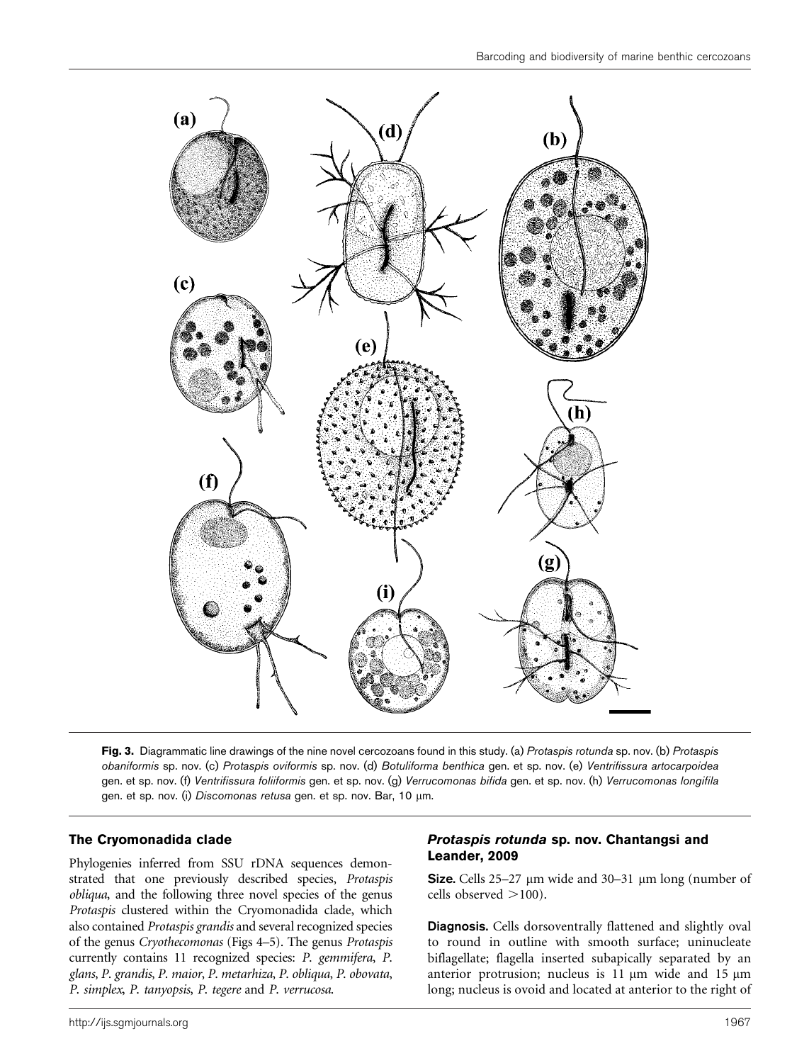**Fig. 3.** Diagrammatic line drawings of the nine novel cercozoans found in this study. (a) *Protaspis rotunda* sp. nov. (b) *Protaspis obaniformis* sp. nov. (c) *Protaspis oviformis* sp. nov. (d) *Botuliforma benthica* gen. et sp. nov. (e) *Ventrifissura artocarpoidea* gen. et sp. nov. (f) *Ventrifissura foliiformis* gen. et sp. nov. (g) *Verrucomonas bifida* gen. et sp. nov. (h) *Verrucomonas longifila* gen. et sp. nov. (i) *Discomonas retusa* gen. et sp. nov. Bar, 10 μm.

## The Cryomonadida clade

Phylogenies inferred from SSU rDNA sequences demonstrated that one previously described species, *Protaspis obliqua*, and the following three novel species of the genus *Protaspis* clustered within the Cryomonadida clade, which also contained *Protaspis grandis* and several recognized species of the genus *Cryothecomonas* (Figs 4–5). The genus *Protaspis* currently contains 11 recognized species: *P. gemmifera*, *P. glans*, *P. grandis*, *P. maior*, *P. metarhiza*, *P. obliqua*, *P. obovata*, *P. simplex*, *P. tanyopsis*, *P. tegere* and *P. verrucosa*.

### *Protaspis rotunda* sp. nov. Chantangsi and Leander, 2009

**Size.** Cells 25–27 μm wide and 30–31 μm long (number of cells observed >100).

**Diagnosis.** Cells dorsoventrally flattened and slightly oval to round in outline with smooth surface; uninucleate biflagellate; flagella inserted subapically separated by an anterior protrusion; nucleus is 11 μm wide and 15 μm long; nucleus is ovoid and located at anterior to the right of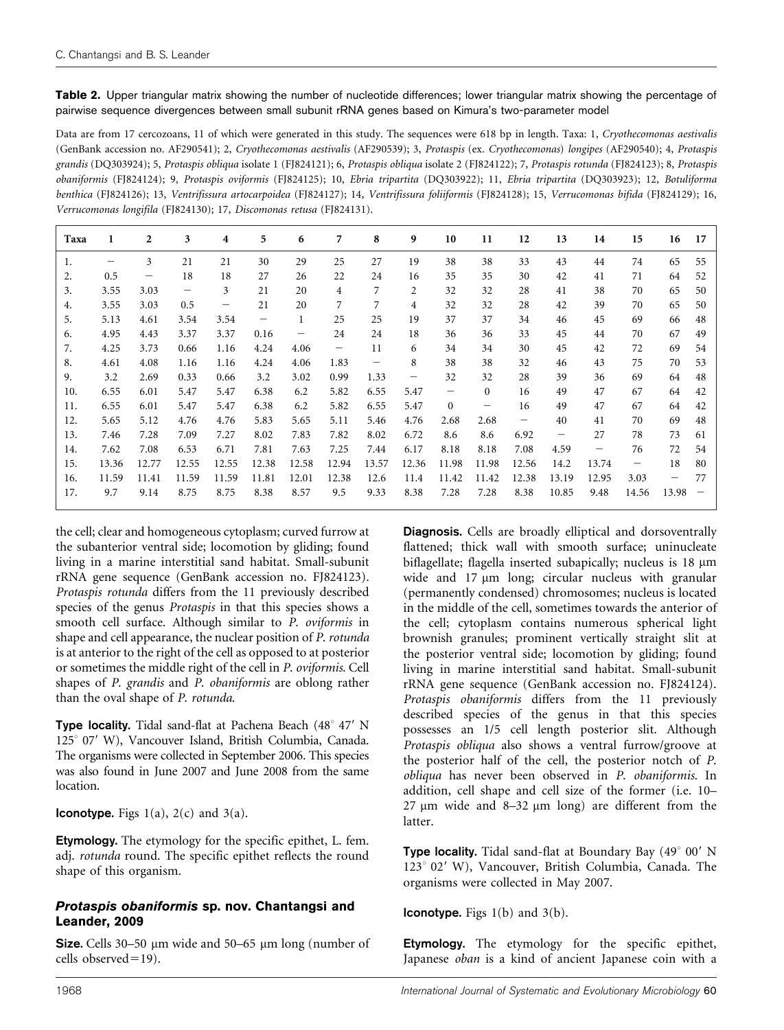**Table 2.** Upper triangular matrix showing the number of nucleotide differences; lower triangular matrix showing the percentage of pairwise sequence divergences between small subunit rRNA genes based on Kimura's two-parameter model

Data are from 17 cercozoans, 11 of which were generated in this study. The sequences were 618 bp in length. Taxa: 1, *Cryothecomonas aestivalis* (GenBank accession no. AF290541); 2, *Cryothecomonas aestivalis* (AF290539); 3, *Protaspis* (ex. *Cryothecomonas*) *longipes* (AF290540); 4, *Protaspis grandis* (DQ303924); 5, *Protaspis obliqua* isolate 1 (FJ824121); 6, *Protaspis obliqua* isolate 2 (FJ824122); 7, *Protaspis rotunda* (FJ824123); 8, *Protaspis obaniformis* (FJ824124); 9, *Protaspis oviformis* (FJ824125); 10, *Ebria tripartita* (DQ303922); 11, *Ebria tripartita* (DQ303923); 12, *Botuliforma benthica* (FJ824126); 13, *Ventrifissura artocarpoidea* (FJ824127); 14, *Ventrifissura foliiformis* (FJ824128); 15, *Verrucomonas bifida* (FJ824129); 16, *Verrucomonas longifila* (FJ824130); 17, *Discomonas retusa* (FJ824131).

| Taxa | 1 | 2 | 3 | 4 | 5 | 6 | 7 | 8 | 9 | 10 | 11 | 12 | 13 | 14 | 15 | 16 | 17 |
|---|---|---|---|---|---|---|---|---|---|---|---|---|---|---|---|---|---|
| 1. | – | 3 | 21 | 21 | 30 | 29 | 25 | 27 | 19 | 38 | 38 | 33 | 43 | 44 | 74 | 65 | 55 |
| 2. | 0.5 | – | 18 | 18 | 27 | 26 | 22 | 24 | 16 | 35 | 35 | 30 | 42 | 41 | 71 | 64 | 52 |
| 3. | 3.55 | 3.03 | – | 3 | 21 | 20 | 4 | 7 | 2 | 32 | 32 | 28 | 41 | 38 | 70 | 65 | 50 |
| 4. | 3.55 | 3.03 | 0.5 | – | 21 | 20 | 7 | 7 | 4 | 32 | 32 | 28 | 42 | 39 | 70 | 65 | 50 |
| 5. | 5.13 | 4.61 | 3.54 | 3.54 | – | 1 | 25 | 25 | 19 | 37 | 37 | 34 | 46 | 45 | 69 | 66 | 48 |
| 6. | 4.95 | 4.43 | 3.37 | 3.37 | 0.16 | – | 24 | 24 | 18 | 36 | 36 | 33 | 45 | 44 | 70 | 67 | 49 |
| 7. | 4.25 | 3.73 | 0.66 | 1.16 | 4.24 | 4.06 | – | 11 | 6 | 34 | 34 | 30 | 45 | 42 | 72 | 69 | 54 |
| 8. | 4.61 | 4.08 | 1.16 | 1.16 | 4.24 | 4.06 | 1.83 | – | 8 | 38 | 38 | 32 | 46 | 43 | 75 | 70 | 53 |
| 9. | 3.2 | 2.69 | 0.33 | 0.66 | 3.2 | 3.02 | 0.99 | 1.33 | – | 32 | 32 | 28 | 39 | 36 | 69 | 64 | 48 |
| 10. | 6.55 | 6.01 | 5.47 | 5.47 | 6.38 | 6.2 | 5.82 | 6.55 | 5.47 | – | 0 | 16 | 49 | 47 | 67 | 64 | 42 |
| 11. | 6.55 | 6.01 | 5.47 | 5.47 | 6.38 | 6.2 | 5.82 | 6.55 | 5.47 | 0 | – | 16 | 49 | 47 | 67 | 64 | 42 |
| 12. | 5.65 | 5.12 | 4.76 | 4.76 | 5.83 | 5.65 | 5.11 | 5.46 | 4.76 | 2.68 | 2.68 | – | 40 | 41 | 70 | 69 | 48 |
| 13. | 7.46 | 7.28 | 7.09 | 7.27 | 8.02 | 7.83 | 7.82 | 8.02 | 6.72 | 8.6 | 8.6 | 6.92 | – | 27 | 78 | 73 | 61 |
| 14. | 7.62 | 7.08 | 6.53 | 6.71 | 7.81 | 7.63 | 7.25 | 7.44 | 6.17 | 8.18 | 8.18 | 7.08 | 4.59 | – | 76 | 72 | 54 |
| 15. | 13.36 | 12.77 | 12.55 | 12.55 | 12.38 | 12.58 | 12.94 | 13.57 | 12.36 | 11.98 | 11.98 | 12.56 | 14.2 | 13.74 | – | 18 | 80 |
| 16. | 11.59 | 11.41 | 11.59 | 11.59 | 11.81 | 12.01 | 12.38 | 12.6 | 11.4 | 11.42 | 11.42 | 12.38 | 13.19 | 12.95 | 3.03 | – | 77 |
| 17. | 9.7 | 9.14 | 8.75 | 8.75 | 8.38 | 8.57 | 9.5 | 9.33 | 8.38 | 7.28 | 7.28 | 8.38 | 10.85 | 9.48 | 14.56 | 13.98 | – |

the cell; clear and homogeneous cytoplasm; curved furrow at the subanterior ventral side; locomotion by gliding; found living in a marine interstitial sand habitat. Small-subunit rRNA gene sequence (GenBank accession no. FJ824123). *Protaspis rotunda* differs from the 11 previously described species of the genus *Protaspis* in that this species shows a smooth cell surface. Although similar to *P. oviformis* in shape and cell appearance, the nuclear position of *P. rotunda* is at anterior to the right of the cell as opposed to at posterior or sometimes the middle right of the cell in *P. oviformis*. Cell shapes of *P. grandis* and *P. obaniformis* are oblong rather than the oval shape of *P. rotunda*.

**Type locality.** Tidal sand-flat at Pachena Beach (48° 47′ N 125° 07′ W), Vancouver Island, British Columbia, Canada. The organisms were collected in September 2006. This species was also found in June 2007 and June 2008 from the same location.

**Iconotype.** Figs 1(a), 2(c) and 3(a).

**Etymology.** The etymology for the specific epithet, L. fem. adj. *rotunda* round. The specific epithet reflects the round shape of this organism.

### *Protaspis obaniformis* sp. nov. Chantangsi and Leander, 2009

**Size.** Cells 30–50 μm wide and 50–65 μm long (number of cells observed=19).

**Diagnosis.** Cells are broadly elliptical and dorsoventrally flattened; thick wall with smooth surface; uninucleate biflagellate; flagella inserted subapically; nucleus is 18 μm wide and 17 μm long; circular nucleus with granular (permanently condensed) chromosomes; nucleus is located in the middle of the cell, sometimes towards the anterior of the cell; cytoplasm contains numerous spherical light brownish granules; prominent vertically straight slit at the posterior ventral side; locomotion by gliding; found living in marine interstitial sand habitat. Small-subunit rRNA gene sequence (GenBank accession no. FJ824124). *Protaspis obaniformis* differs from the 11 previously described species of the genus in that this species possesses an 1/5 cell length posterior slit. Although *Protaspis obliqua* also shows a ventral furrow/groove at the posterior half of the cell, the posterior notch of *P. obliqua* has never been observed in *P. obaniformis*. In addition, cell shape and cell size of the former (i.e. 10–27 μm wide and 8–32 μm long) are different from the latter.

**Type locality.** Tidal sand-flat at Boundary Bay (49° 00′ N 123° 02′ W), Vancouver, British Columbia, Canada. The organisms were collected in May 2007.

**Iconotype.** Figs 1(b) and 3(b).

**Etymology.** The etymology for the specific epithet, Japanese *oban* is a kind of ancient Japanese coin with a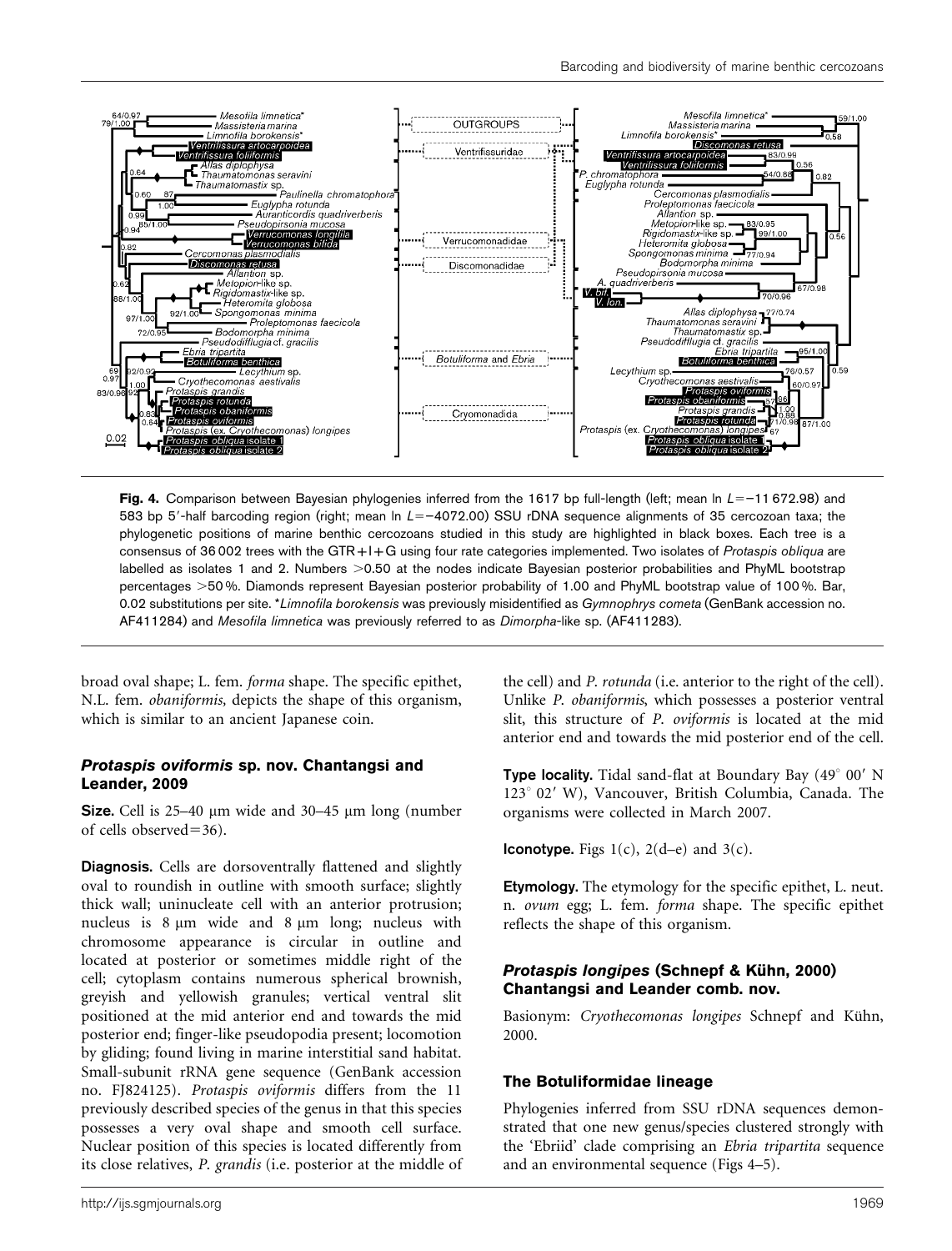Fig. 4. Comparison between Bayesian phylogenies inferred from the 1617 bp full-length (left; mean ln $L$=−11 672.98) and 583 bp 5′-half barcoding region (right; mean ln $L$=−4072.00) SSU rDNA sequence alignments of 35 cercozoan taxa; the phylogenetic positions of marine benthic cercozoans studied in this study are highlighted in black boxes. Each tree is a consensus of 36 002 trees with the GTR+I+G using four rate categories implemented. Two isolates of *Protaspis obliqua* are labelled as isolates 1 and 2. Numbers >0.50 at the nodes indicate Bayesian posterior probabilities and PhyML bootstrap percentages >50 %. Diamonds represent Bayesian posterior probability of 1.00 and PhyML bootstrap value of 100 %. Bar, 0.02 substitutions per site. \**Limnofila borokensis* was previously misidentified as *Gymnophrys cometa* (GenBank accession no. AF411284) and *Mesofila limnetica* was previously referred to as *Dimorpha*-like sp. (AF411283).

broad oval shape; L. fem. *forma* shape. The specific epithet, N.L. fem. *obaniformis,* depicts the shape of this organism, which is similar to an ancient Japanese coin.

### *Protaspis oviformis* sp. nov. Chantangsi and Leander, 2009

**Size.** Cell is 25–40 μm wide and 30–45 μm long (number of cells observed=36).

**Diagnosis.** Cells are dorsoventrally flattened and slightly oval to roundish in outline with smooth surface; slightly thick wall; uninucleate cell with an anterior protrusion; nucleus is 8 μm wide and 8 μm long; nucleus with chromosome appearance is circular in outline and located at posterior or sometimes middle right of the cell; cytoplasm contains numerous spherical brownish, greyish and yellowish granules; vertical ventral slit positioned at the mid anterior end and towards the mid posterior end; finger-like pseudopodia present; locomotion by gliding; found living in marine interstitial sand habitat. Small-subunit rRNA gene sequence (GenBank accession no. FJ824125). *Protaspis oviformis* differs from the 11 previously described species of the genus in that this species possesses a very oval shape and smooth cell surface. Nuclear position of this species is located differently from its close relatives, *P. grandis* (i.e. posterior at the middle of the cell) and *P. rotunda* (i.e. anterior to the right of the cell). Unlike *P. obaniformis*, which possesses a posterior ventral slit, this structure of *P. oviformis* is located at the mid anterior end and towards the mid posterior end of the cell.

**Type locality.** Tidal sand-flat at Boundary Bay (49° 00′ N 123° 02′ W), Vancouver, British Columbia, Canada. The organisms were collected in March 2007.

**Iconotype.** Figs 1(c), 2(d–e) and 3(c).

**Etymology.** The etymology for the specific epithet, L. neut. n. *ovum* egg; L. fem. *forma* shape. The specific epithet reflects the shape of this organism.

### *Protaspis longipes* (Schnepf & Kühn, 2000) Chantangsi and Leander comb. nov.

Basionym: *Cryothecomonas longipes* Schnepf and Kühn, 2000.

### The Botuliformidae lineage

Phylogenies inferred from SSU rDNA sequences demonstrated that one new genus/species clustered strongly with the 'Ebriid' clade comprising an *Ebria tripartita* sequence and an environmental sequence (Figs 4–5).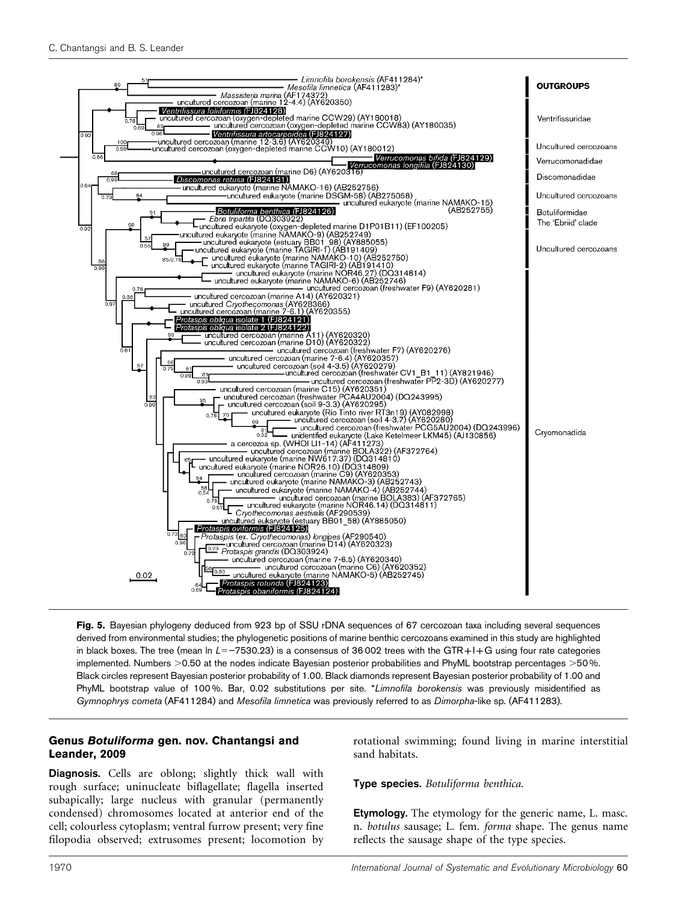**Fig. 5.** Bayesian phylogeny deduced from 923 bp of SSU rDNA sequences of 67 cercozoan taxa including several sequences derived from environmental studies; the phylogenetic positions of marine benthic cercozoans examined in this study are highlighted in black boxes. The tree (mean ln $L=-7530.23$) is a consensus of 36 002 trees with the GTR+I+G using four rate categories implemented. Numbers >0.50 at the nodes indicate Bayesian posterior probabilities and PhyML bootstrap percentages >50 %. Black circles represent Bayesian posterior probability of 1.00. Black diamonds represent Bayesian posterior probability of 1.00 and PhyML bootstrap value of 100 %. Bar, 0.02 substitutions per site. \**Limnofila borokensis* was previously misidentified as *Gymnophrys cometa* (AF411284) and *Mesofila limnetica* was previously referred to as *Dimorpha*-like sp. (AF411283).

## Genus *Botuliforma* gen. nov. Chantangsi and Leander, 2009

**Diagnosis.** Cells are oblong; slightly thick wall with rough surface; uninucleate biflagellate; flagella inserted subapically; large nucleus with granular (permanently condensed) chromosomes located at anterior end of the cell; colourless cytoplasm; ventral furrow present; very fine filopodia observed; extrusomes present; locomotion by rotational swimming; found living in marine interstitial sand habitats.

**Type species.** *Botuliforma benthica.*

**Etymology.** The etymology for the generic name, L. masc. n. *botulus* sausage; L. fem. *forma* shape. The genus name reflects the sausage shape of the type species.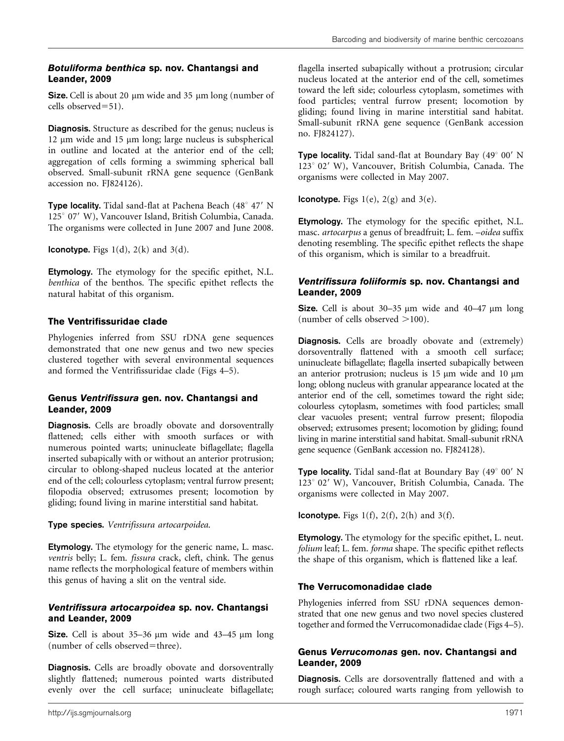### *Botuliforma benthica* sp. nov. Chantangsi and Leander, 2009

**Size.** Cell is about 20 μm wide and 35 μm long (number of cells observed=51).

**Diagnosis.** Structure as described for the genus; nucleus is 12 μm wide and 15 μm long; large nucleus is subspherical in outline and located at the anterior end of the cell; aggregation of cells forming a swimming spherical ball observed. Small-subunit rRNA gene sequence (GenBank accession no. FJ824126).

**Type locality.** Tidal sand-flat at Pachena Beach (48° 47′ N 125° 07′ W), Vancouver Island, British Columbia, Canada. The organisms were collected in June 2007 and June 2008.

**Iconotype.** Figs 1(d), 2(k) and 3(d).

**Etymology.** The etymology for the specific epithet, N.L. *benthica* of the benthos. The specific epithet reflects the natural habitat of this organism.

## The Ventrifissuridae clade

Phylogenies inferred from SSU rDNA gene sequences demonstrated that one new genus and two new species clustered together with several environmental sequences and formed the Ventrifissuridae clade (Figs 4–5).

### Genus *Ventrifissura* gen. nov. Chantangsi and Leander, 2009

**Diagnosis.** Cells are broadly obovate and dorsoventrally flattened; cells either with smooth surfaces or with numerous pointed warts; uninucleate biflagellate; flagella inserted subapically with or without an anterior protrusion; circular to oblong-shaped nucleus located at the anterior end of the cell; colourless cytoplasm; ventral furrow present; filopodia observed; extrusomes present; locomotion by gliding; found living in marine interstitial sand habitat.

**Type species.** *Ventrifissura artocarpoidea.*

**Etymology.** The etymology for the generic name, L. masc. *ventris* belly; L. fem. *fissura* crack, cleft, chink. The genus name reflects the morphological feature of members within this genus of having a slit on the ventral side.

### *Ventrifissura artocarpoidea* sp. nov. Chantangsi and Leander, 2009

**Size.** Cell is about 35–36 μm wide and 43–45 μm long (number of cells observed=three).

**Diagnosis.** Cells are broadly obovate and dorsoventrally slightly flattened; numerous pointed warts distributed evenly over the cell surface; uninucleate biflagellate; flagella inserted subapically without a protrusion; circular nucleus located at the anterior end of the cell, sometimes toward the left side; colourless cytoplasm, sometimes with food particles; ventral furrow present; locomotion by gliding; found living in marine interstitial sand habitat. Small-subunit rRNA gene sequence (GenBank accession no. FJ824127).

**Type locality.** Tidal sand-flat at Boundary Bay (49° 00′ N 123° 02′ W), Vancouver, British Columbia, Canada. The organisms were collected in May 2007.

**Iconotype.** Figs 1(e), 2(g) and 3(e).

**Etymology.** The etymology for the specific epithet, N.L. masc. *artocarpus* a genus of breadfruit; L. fem. –*oidea* suffix denoting resembling. The specific epithet reflects the shape of this organism, which is similar to a breadfruit.

### *Ventrifissura foliiformis* sp. nov. Chantangsi and Leander, 2009

**Size.** Cell is about 30–35 μm wide and 40–47 μm long (number of cells observed >100).

**Diagnosis.** Cells are broadly obovate and (extremely) dorsoventrally flattened with a smooth cell surface; uninucleate biflagellate; flagella inserted subapically between an anterior protrusion; nucleus is 15 μm wide and 10 μm long; oblong nucleus with granular appearance located at the anterior end of the cell, sometimes toward the right side; colourless cytoplasm, sometimes with food particles; small clear vacuoles present; ventral furrow present; filopodia observed; extrusomes present; locomotion by gliding; found living in marine interstitial sand habitat. Small-subunit rRNA gene sequence (GenBank accession no. FJ824128).

**Type locality.** Tidal sand-flat at Boundary Bay (49° 00′ N 123° 02′ W), Vancouver, British Columbia, Canada. The organisms were collected in May 2007.

**Iconotype.** Figs 1(f), 2(f), 2(h) and 3(f).

**Etymology.** The etymology for the specific epithet, L. neut. *folium* leaf; L. fem. *forma* shape. The specific epithet reflects the shape of this organism, which is flattened like a leaf.

## The Verrucomonadidae clade

Phylogenies inferred from SSU rDNA sequences demonstrated that one new genus and two novel species clustered together and formed the Verrucomonadidae clade (Figs 4–5).

### Genus *Verrucomonas* gen. nov. Chantangsi and Leander, 2009

**Diagnosis.** Cells are dorsoventrally flattened and with a rough surface; coloured warts ranging from yellowish to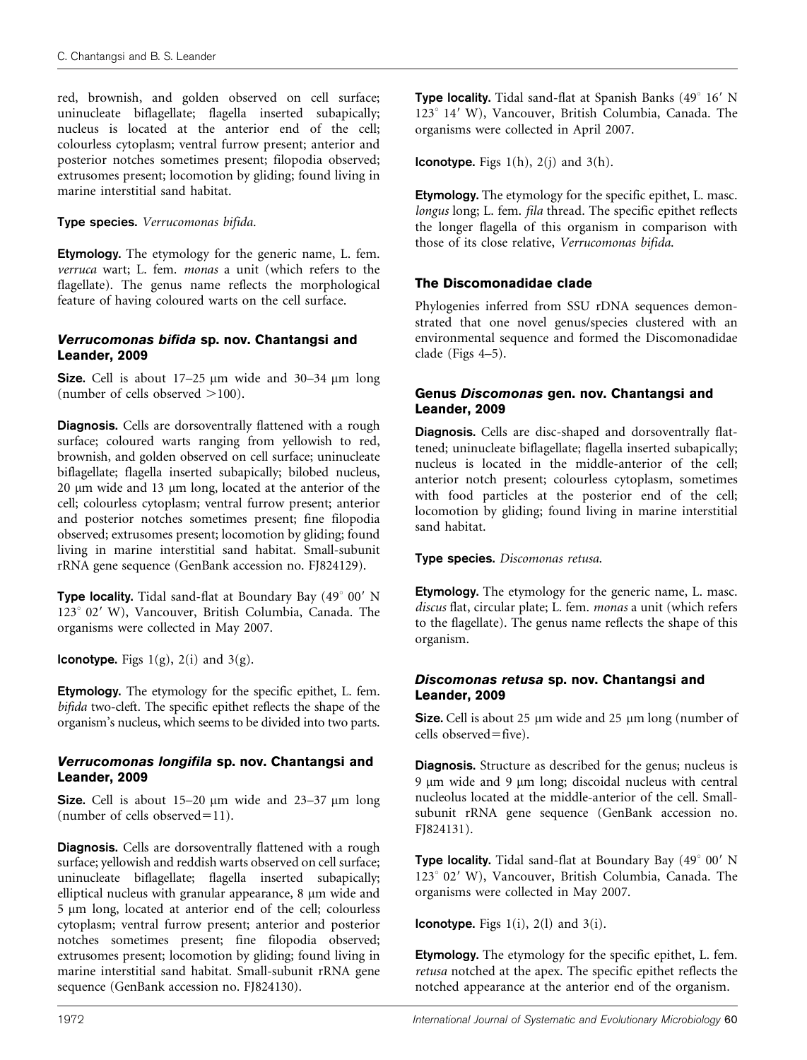red, brownish, and golden observed on cell surface; uninucleate biflagellate; flagella inserted subapically; nucleus is located at the anterior end of the cell; colourless cytoplasm; ventral furrow present; anterior and posterior notches sometimes present; filopodia observed; extrusomes present; locomotion by gliding; found living in marine interstitial sand habitat.

**Type species.** *Verrucomonas bifida*.

**Etymology.** The etymology for the generic name, L. fem. *verruca* wart; L. fem. *monas* a unit (which refers to the flagellate). The genus name reflects the morphological feature of having coloured warts on the cell surface.

### *Verrucomonas bifida* sp. nov. Chantangsi and Leander, 2009

**Size.** Cell is about 17–25 μm wide and 30–34 μm long (number of cells observed >100).

**Diagnosis.** Cells are dorsoventrally flattened with a rough surface; coloured warts ranging from yellowish to red, brownish, and golden observed on cell surface; uninucleate biflagellate; flagella inserted subapically; bilobed nucleus, 20 μm wide and 13 μm long, located at the anterior of the cell; colourless cytoplasm; ventral furrow present; anterior and posterior notches sometimes present; fine filopodia observed; extrusomes present; locomotion by gliding; found living in marine interstitial sand habitat. Small-subunit rRNA gene sequence (GenBank accession no. FJ824129).

**Type locality.** Tidal sand-flat at Boundary Bay (49° 00′ N 123° 02′ W), Vancouver, British Columbia, Canada. The organisms were collected in May 2007.

**Iconotype.** Figs 1(g), 2(i) and 3(g).

**Etymology.** The etymology for the specific epithet, L. fem. *bifida* two-cleft. The specific epithet reflects the shape of the organism's nucleus, which seems to be divided into two parts.

### *Verrucomonas longifila* sp. nov. Chantangsi and Leander, 2009

**Size.** Cell is about 15–20 μm wide and 23–37 μm long (number of cells observed=11).

**Diagnosis.** Cells are dorsoventrally flattened with a rough surface; yellowish and reddish warts observed on cell surface; uninucleate biflagellate; flagella inserted subapically; elliptical nucleus with granular appearance, 8 μm wide and 5 μm long, located at anterior end of the cell; colourless cytoplasm; ventral furrow present; anterior and posterior notches sometimes present; fine filopodia observed; extrusomes present; locomotion by gliding; found living in marine interstitial sand habitat. Small-subunit rRNA gene sequence (GenBank accession no. FJ824130).

**Type locality.** Tidal sand-flat at Spanish Banks (49° 16′ N 123° 14′ W), Vancouver, British Columbia, Canada. The organisms were collected in April 2007.

**Iconotype.** Figs 1(h), 2(j) and 3(h).

**Etymology.** The etymology for the specific epithet, L. masc. *longus* long; L. fem. *fila* thread. The specific epithet reflects the longer flagella of this organism in comparison with those of its close relative, *Verrucomonas bifida*.

## The Discomonadidae clade

Phylogenies inferred from SSU rDNA sequences demonstrated that one novel genus/species clustered with an environmental sequence and formed the Discomonadidae clade (Figs 4–5).

### Genus *Discomonas* gen. nov. Chantangsi and Leander, 2009

**Diagnosis.** Cells are disc-shaped and dorsoventrally flattened; uninucleate biflagellate; flagella inserted subapically; nucleus is located in the middle-anterior of the cell; anterior notch present; colourless cytoplasm, sometimes with food particles at the posterior end of the cell; locomotion by gliding; found living in marine interstitial sand habitat.

**Type species.** *Discomonas retusa*.

**Etymology.** The etymology for the generic name, L. masc. *discus* flat, circular plate; L. fem. *monas* a unit (which refers to the flagellate). The genus name reflects the shape of this organism.

### *Discomonas retusa* sp. nov. Chantangsi and Leander, 2009

**Size.** Cell is about 25 μm wide and 25 μm long (number of cells observed=five).

**Diagnosis.** Structure as described for the genus; nucleus is 9 μm wide and 9 μm long; discoidal nucleus with central nucleolus located at the middle-anterior of the cell. Small-subunit rRNA gene sequence (GenBank accession no. FJ824131).

**Type locality.** Tidal sand-flat at Boundary Bay (49° 00′ N 123° 02′ W), Vancouver, British Columbia, Canada. The organisms were collected in May 2007.

**Iconotype.** Figs 1(i), 2(l) and 3(i).

**Etymology.** The etymology for the specific epithet, L. fem. *retusa* notched at the apex. The specific epithet reflects the notched appearance at the anterior end of the organism.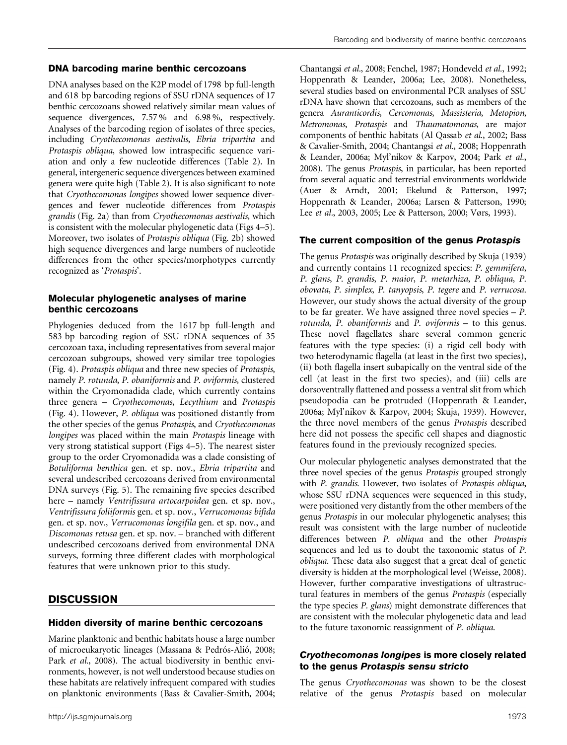### DNA barcoding marine benthic cercozoans

DNA analyses based on the K2P model of 1798 bp full-length and 618 bp barcoding regions of SSU rDNA sequences of 17 benthic cercozoans showed relatively similar mean values of sequence divergences, 7.57 % and 6.98 %, respectively. Analyses of the barcoding region of isolates of three species, including *Cryothecomonas aestivalis*, *Ebria tripartita* and *Protaspis obliqua*, showed low intraspecific sequence variation and only a few nucleotide differences (Table 2). In general, intergeneric sequence divergences between examined genera were quite high (Table 2). It is also significant to note that *Cryothecomonas longipes* showed lower sequence divergences and fewer nucleotide differences from *Protaspis grandis* (Fig. 2a) than from *Cryothecomonas aestivalis*, which is consistent with the molecular phylogenetic data (Figs 4–5). Moreover, two isolates of *Protaspis obliqua* (Fig. 2b) showed high sequence divergences and large numbers of nucleotide differences from the other species/morphotypes currently recognized as '*Protaspis*'.

### Molecular phylogenetic analyses of marine benthic cercozoans

Phylogenies deduced from the 1617 bp full-length and 583 bp barcoding region of SSU rDNA sequences of 35 cercozoan taxa, including representatives from several major cercozoan subgroups, showed very similar tree topologies (Fig. 4). *Protaspis obliqua* and three new species of *Protaspis*, namely *P. rotunda*, *P. obaniformis* and *P. oviformis*, clustered within the Cryomonadida clade, which currently contains three genera – *Cryothecomonas*, *Lecythium* and *Protaspis* (Fig. 4). However, *P. obliqua* was positioned distantly from the other species of the genus *Protaspis*, and *Cryothecomonas longipes* was placed within the main *Protaspis* lineage with very strong statistical support (Figs 4–5). The nearest sister group to the order Cryomonadida was a clade consisting of *Botuliforma benthica* gen. et sp. nov., *Ebria tripartita* and several undescribed cercozoans derived from environmental DNA surveys (Fig. 5). The remaining five species described here – namely *Ventrifissura artocarpoidea* gen. et sp. nov., *Ventrifissura foliiformis* gen. et sp. nov., *Verrucomonas bifida* gen. et sp. nov., *Verrucomonas longifila* gen. et sp. nov., and *Discomonas retusa* gen. et sp. nov. – branched with different undescribed cercozoans derived from environmental DNA surveys, forming three different clades with morphological features that were unknown prior to this study.

## DISCUSSION

### Hidden diversity of marine benthic cercozoans

Marine planktonic and benthic habitats house a large number of microeukaryotic lineages (Massana & Pedrós-Alió, 2008; Park *et al.*, 2008). The actual biodiversity in benthic environments, however, is not well understood because studies on these habitats are relatively infrequent compared with studies on planktonic environments (Bass & Cavalier-Smith, 2004; Chantangsi *et al.*, 2008; Fenchel, 1987; Hondeveld *et al.*, 1992; Hoppenrath & Leander, 2006a; Lee, 2008). Nonetheless, several studies based on environmental PCR analyses of SSU rDNA have shown that cercozoans, such as members of the genera *Auranticordis*, *Cercomonas*, *Massisteria*, *Metopion*, *Metromonas*, *Protaspis* and *Thaumatomonas*, are major components of benthic habitats (Al Qassab *et al.*, 2002; Bass & Cavalier-Smith, 2004; Chantangsi *et al.*, 2008; Hoppenrath & Leander, 2006a; Myl'nikov & Karpov, 2004; Park *et al.*, 2008). The genus *Protaspis*, in particular, has been reported from several aquatic and terrestrial environments worldwide (Auer & Arndt, 2001; Ekelund & Patterson, 1997; Hoppenrath & Leander, 2006a; Larsen & Patterson, 1990; Lee *et al.*, 2003, 2005; Lee & Patterson, 2000; Vørs, 1993).

### The current composition of the genus *Protaspis*

The genus *Protaspis* was originally described by Skuja (1939) and currently contains 11 recognized species: *P. gemmifera*, *P. glans*, *P. grandis*, *P. maior*, *P. metarhiza*, *P. obliqua*, *P. obovata*, *P. simplex*, *P. tanyopsis*, *P. tegere* and *P. verrucosa*. However, our study shows the actual diversity of the group to be far greater. We have assigned three novel species – *P. rotunda*, *P. obaniformis* and *P. oviformis* – to this genus. These novel flagellates share several common generic features with the type species: (i) a rigid cell body with two heterodynamic flagella (at least in the first two species), (ii) both flagella insert subapically on the ventral side of the cell (at least in the first two species), and (iii) cells are dorsoventrally flattened and possess a ventral slit from which pseudopodia can be protruded (Hoppenrath & Leander, 2006a; Myl'nikov & Karpov, 2004; Skuja, 1939). However, the three novel members of the genus *Protaspis* described here did not possess the specific cell shapes and diagnostic features found in the previously recognized species.

Our molecular phylogenetic analyses demonstrated that the three novel species of the genus *Protaspis* grouped strongly with *P. grandis*. However, two isolates of *Protaspis obliqua*, whose SSU rDNA sequences were sequenced in this study, were positioned very distantly from the other members of the genus *Protaspis* in our molecular phylogenetic analyses; this result was consistent with the large number of nucleotide differences between *P. obliqua* and the other *Protaspis* sequences and led us to doubt the taxonomic status of *P. obliqua*. These data also suggest that a great deal of genetic diversity is hidden at the morphological level (Weisse, 2008). However, further comparative investigations of ultrastructural features in members of the genus *Protaspis* (especially the type species *P. glans*) might demonstrate differences that are consistent with the molecular phylogenetic data and lead to the future taxonomic reassignment of *P. obliqua*.

### *Cryothecomonas longipes* is more closely related to the genus *Protaspis sensu stricto*

The genus *Cryothecomonas* was shown to be the closest relative of the genus *Protaspis* based on molecular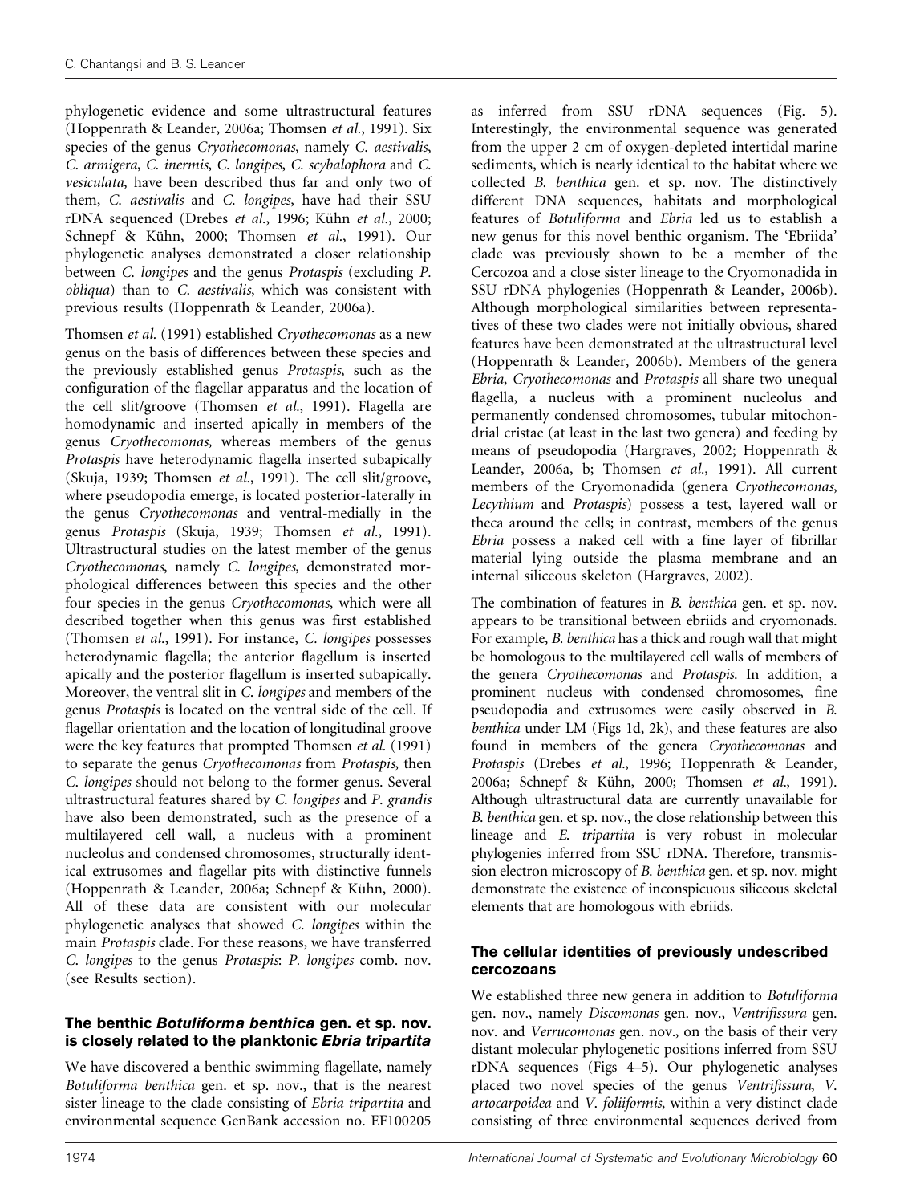phylogenetic evidence and some ultrastructural features (Hoppenrath & Leander, 2006a; Thomsen *et al.*, 1991). Six species of the genus *Cryothecomonas*, namely *C. aestivalis*, *C. armigera*, *C. inermis*, *C. longipes*, *C. scybalophora* and *C. vesiculata*, have been described thus far and only two of them, *C. aestivalis* and *C. longipes*, have had their SSU rDNA sequenced (Drebes *et al.*, 1996; Kühn *et al.*, 2000; Schnepf & Kühn, 2000; Thomsen *et al.*, 1991). Our phylogenetic analyses demonstrated a closer relationship between *C. longipes* and the genus *Protaspis* (excluding *P. obliqua*) than to *C. aestivalis*, which was consistent with previous results (Hoppenrath & Leander, 2006a).

Thomsen *et al.* (1991) established *Cryothecomonas* as a new genus on the basis of differences between these species and the previously established genus *Protaspis*, such as the configuration of the flagellar apparatus and the location of the cell slit/groove (Thomsen *et al.*, 1991). Flagella are homodynamic and inserted apically in members of the genus *Cryothecomonas,* whereas members of the genus *Protaspis* have heterodynamic flagella inserted subapically (Skuja, 1939; Thomsen *et al.*, 1991). The cell slit/groove, where pseudopodia emerge, is located posterior-laterally in the genus *Cryothecomonas* and ventral-medially in the genus *Protaspis* (Skuja, 1939; Thomsen *et al.*, 1991). Ultrastructural studies on the latest member of the genus *Cryothecomonas*, namely *C. longipes*, demonstrated morphological differences between this species and the other four species in the genus *Cryothecomonas*, which were all described together when this genus was first established (Thomsen *et al.*, 1991). For instance, *C. longipes* possesses heterodynamic flagella; the anterior flagellum is inserted apically and the posterior flagellum is inserted subapically. Moreover, the ventral slit in *C. longipes* and members of the genus *Protaspis* is located on the ventral side of the cell. If flagellar orientation and the location of longitudinal groove were the key features that prompted Thomsen *et al.* (1991) to separate the genus *Cryothecomonas* from *Protaspis*, then *C. longipes* should not belong to the former genus. Several ultrastructural features shared by *C. longipes* and *P. grandis* have also been demonstrated, such as the presence of a multilayered cell wall, a nucleus with a prominent nucleolus and condensed chromosomes, structurally identical extrusomes and flagellar pits with distinctive funnels (Hoppenrath & Leander, 2006a; Schnepf & Kühn, 2000). All of these data are consistent with our molecular phylogenetic analyses that showed *C. longipes* within the main *Protaspis* clade. For these reasons, we have transferred *C. longipes* to the genus *Protaspis*: *P. longipes* comb. nov. (see Results section).

### The benthic *Botuliforma benthica* gen. et sp. nov. is closely related to the planktonic *Ebria tripartita*

We have discovered a benthic swimming flagellate, namely *Botuliforma benthica* gen. et sp. nov., that is the nearest sister lineage to the clade consisting of *Ebria tripartita* and environmental sequence GenBank accession no. EF100205 as inferred from SSU rDNA sequences (Fig. 5). Interestingly, the environmental sequence was generated from the upper 2 cm of oxygen-depleted intertidal marine sediments, which is nearly identical to the habitat where we collected *B. benthica* gen. et sp. nov. The distinctively different DNA sequences, habitats and morphological features of *Botuliforma* and *Ebria* led us to establish a new genus for this novel benthic organism. The 'Ebriida' clade was previously shown to be a member of the Cercozoa and a close sister lineage to the Cryomonadida in SSU rDNA phylogenies (Hoppenrath & Leander, 2006b). Although morphological similarities between representatives of these two clades were not initially obvious, shared features have been demonstrated at the ultrastructural level (Hoppenrath & Leander, 2006b). Members of the genera *Ebria*, *Cryothecomonas* and *Protaspis* all share two unequal flagella, a nucleus with a prominent nucleolus and permanently condensed chromosomes, tubular mitochondrial cristae (at least in the last two genera) and feeding by means of pseudopodia (Hargraves, 2002; Hoppenrath & Leander, 2006a, b; Thomsen *et al.*, 1991). All current members of the Cryomonadida (genera *Cryothecomonas*, *Lecythium* and *Protaspis*) possess a test, layered wall or theca around the cells; in contrast, members of the genus *Ebria* possess a naked cell with a fine layer of fibrillar material lying outside the plasma membrane and an internal siliceous skeleton (Hargraves, 2002).

The combination of features in *B. benthica* gen. et sp. nov. appears to be transitional between ebriids and cryomonads. For example, *B. benthica* has a thick and rough wall that might be homologous to the multilayered cell walls of members of the genera *Cryothecomonas* and *Protaspis*. In addition, a prominent nucleus with condensed chromosomes, fine pseudopodia and extrusomes were easily observed in *B. benthica* under LM (Figs 1d, 2k), and these features are also found in members of the genera *Cryothecomonas* and *Protaspis* (Drebes *et al.*, 1996; Hoppenrath & Leander, 2006a; Schnepf & Kühn, 2000; Thomsen *et al.*, 1991). Although ultrastructural data are currently unavailable for *B. benthica* gen. et sp. nov., the close relationship between this lineage and *E. tripartita* is very robust in molecular phylogenies inferred from SSU rDNA. Therefore, transmission electron microscopy of *B. benthica* gen. et sp. nov. might demonstrate the existence of inconspicuous siliceous skeletal elements that are homologous with ebriids.

### The cellular identities of previously undescribed cercozoans

We established three new genera in addition to *Botuliforma* gen. nov., namely *Discomonas* gen. nov., *Ventrifissura* gen. nov. and *Verrucomonas* gen. nov., on the basis of their very distant molecular phylogenetic positions inferred from SSU rDNA sequences (Figs 4–5). Our phylogenetic analyses placed two novel species of the genus *Ventrifissura*, *V. artocarpoidea* and *V. foliiformis*, within a very distinct clade consisting of three environmental sequences derived from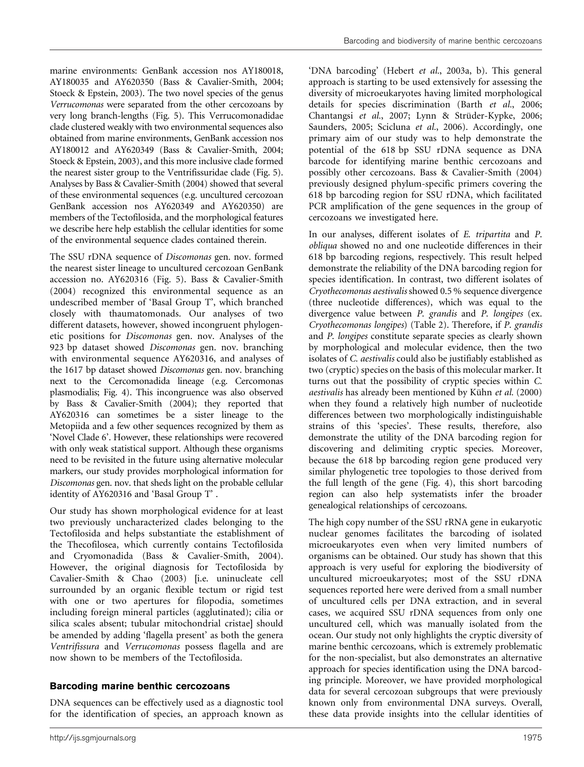marine environments: GenBank accession nos AY180018, AY180035 and AY620350 (Bass & Cavalier-Smith, 2004; Stoeck & Epstein, 2003). The two novel species of the genus *Verrucomonas* were separated from the other cercozoans by very long branch-lengths (Fig. 5). This Verrucomonadidae clade clustered weakly with two environmental sequences also obtained from marine environments, GenBank accession nos AY180012 and AY620349 (Bass & Cavalier-Smith, 2004; Stoeck & Epstein, 2003), and this more inclusive clade formed the nearest sister group to the Ventrifissuridae clade (Fig. 5). Analyses by Bass & Cavalier-Smith (2004) showed that several of these environmental sequences (e.g. uncultured cercozoan GenBank accession nos AY620349 and AY620350) are members of the Tectofilosida, and the morphological features we describe here help establish the cellular identities for some of the environmental sequence clades contained therein.

The SSU rDNA sequence of *Discomonas* gen. nov. formed the nearest sister lineage to uncultured cercozoan GenBank accession no. AY620316 (Fig. 5). Bass & Cavalier-Smith (2004) recognized this environmental sequence as an undescribed member of 'Basal Group T', which branched closely with thaumatomonads. Our analyses of two different datasets, however, showed incongruent phylogenetic positions for *Discomonas* gen. nov. Analyses of the 923 bp dataset showed *Discomonas* gen. nov. branching with environmental sequence AY620316, and analyses of the 1617 bp dataset showed *Discomonas* gen. nov. branching next to the Cercomonadida lineage (e.g. Cercomonas plasmodialis; Fig. 4). This incongruence was also observed by Bass & Cavalier-Smith (2004); they reported that AY620316 can sometimes be a sister lineage to the Metopiida and a few other sequences recognized by them as 'Novel Clade 6'. However, these relationships were recovered with only weak statistical support. Although these organisms need to be revisited in the future using alternative molecular markers, our study provides morphological information for *Discomonas* gen. nov. that sheds light on the probable cellular identity of AY620316 and 'Basal Group T'.

Our study has shown morphological evidence for at least two previously uncharacterized clades belonging to the Tectofilosida and helps substantiate the establishment of the Thecofilosea, which currently contains Tectofilosida and Cryomonadida (Bass & Cavalier-Smith, 2004). However, the original diagnosis for Tectofilosida by Cavalier-Smith & Chao (2003) [i.e. uninucleate cell surrounded by an organic flexible tectum or rigid test with one or two apertures for filopodia, sometimes including foreign mineral particles (agglutinated); cilia or silica scales absent; tubular mitochondrial cristae] should be amended by adding 'flagella present' as both the genera *Ventrifissura* and *Verrucomonas* possess flagella and are now shown to be members of the Tectofilosida.

## Barcoding marine benthic cercozoans

DNA sequences can be effectively used as a diagnostic tool for the identification of species, an approach known as 'DNA barcoding' (Hebert *et al.*, 2003a, b). This general approach is starting to be used extensively for assessing the diversity of microeukaryotes having limited morphological details for species discrimination (Barth *et al.*, 2006; Chantangsi *et al.*, 2007; Lynn & Strüder-Kypke, 2006; Saunders, 2005; Scicluna *et al.*, 2006). Accordingly, one primary aim of our study was to help demonstrate the potential of the 618 bp SSU rDNA sequence as DNA barcode for identifying marine benthic cercozoans and possibly other cercozoans. Bass & Cavalier-Smith (2004) previously designed phylum-specific primers covering the 618 bp barcoding region for SSU rDNA, which facilitated PCR amplification of the gene sequences in the group of cercozoans we investigated here.

In our analyses, different isolates of *E. tripartita* and *P. obliqua* showed no and one nucleotide differences in their 618 bp barcoding regions, respectively. This result helped demonstrate the reliability of the DNA barcoding region for species identification. In contrast, two different isolates of *Cryothecomonas aestivalis* showed 0.5 % sequence divergence (three nucleotide differences), which was equal to the divergence value between *P. grandis* and *P. longipes* (ex. *Cryothecomonas longipes*) (Table 2). Therefore, if *P. grandis* and *P. longipes* constitute separate species as clearly shown by morphological and molecular evidence, then the two isolates of *C. aestivalis* could also be justifiably established as two (cryptic) species on the basis of this molecular marker. It turns out that the possibility of cryptic species within *C. aestivalis* has already been mentioned by Kühn *et al.* (2000) when they found a relatively high number of nucleotide differences between two morphologically indistinguishable strains of this 'species'. These results, therefore, also demonstrate the utility of the DNA barcoding region for discovering and delimiting cryptic species. Moreover, because the 618 bp barcoding region gene produced very similar phylogenetic tree topologies to those derived from the full length of the gene (Fig. 4), this short barcoding region can also help systematists infer the broader genealogical relationships of cercozoans.

The high copy number of the SSU rRNA gene in eukaryotic nuclear genomes facilitates the barcoding of isolated microeukaryotes even when very limited numbers of organisms can be obtained. Our study has shown that this approach is very useful for exploring the biodiversity of uncultured microeukaryotes; most of the SSU rDNA sequences reported here were derived from a small number of uncultured cells per DNA extraction, and in several cases, we acquired SSU rDNA sequences from only one uncultured cell, which was manually isolated from the ocean. Our study not only highlights the cryptic diversity of marine benthic cercozoans, which is extremely problematic for the non-specialist, but also demonstrates an alternative approach for species identification using the DNA barcoding principle. Moreover, we have provided morphological data for several cercozoan subgroups that were previously known only from environmental DNA surveys. Overall, these data provide insights into the cellular identities of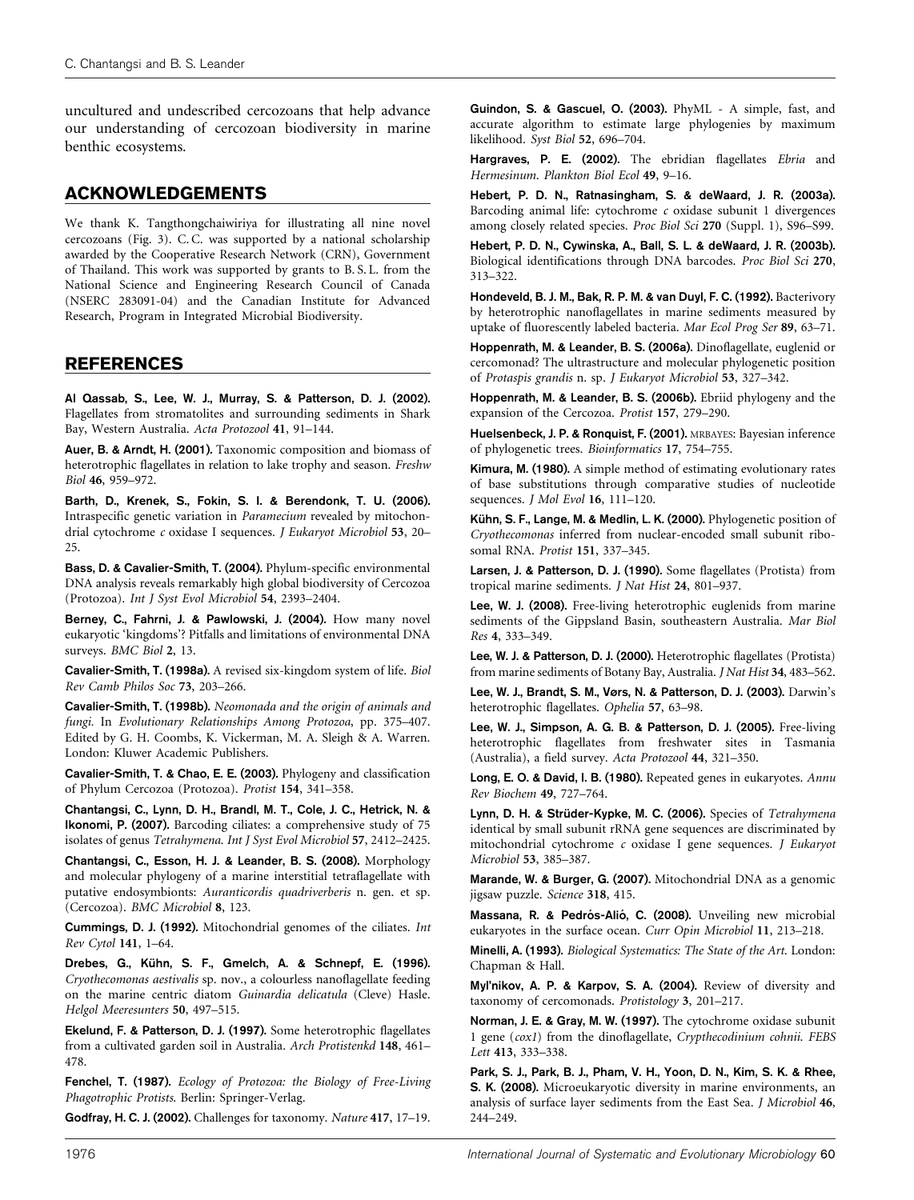uncultured and undescribed cercozoans that help advance our understanding of cercozoan biodiversity in marine benthic ecosystems.

## ACKNOWLEDGEMENTS

We thank K. Tangthongchaiwiriya for illustrating all nine novel cercozoans (Fig. 3). C. C. was supported by a national scholarship awarded by the Cooperative Research Network (CRN), Government of Thailand. This work was supported by grants to B. S. L. from the National Science and Engineering Research Council of Canada (NSERC 283091-04) and the Canadian Institute for Advanced Research, Program in Integrated Microbial Biodiversity.

## REFERENCES

**Al Qassab, S., Lee, W. J., Murray, S. & Patterson, D. J. (2002).** Flagellates from stromatolites and surrounding sediments in Shark Bay, Western Australia. *Acta Protozool* **41**, 91–144.

**Auer, B. & Arndt, H. (2001).** Taxonomic composition and biomass of heterotrophic flagellates in relation to lake trophy and season. *Freshw Biol* **46**, 959–972.

**Barth, D., Krenek, S., Fokin, S. I. & Berendonk, T. U. (2006).** Intraspecific genetic variation in *Paramecium* revealed by mitochondrial cytochrome *c* oxidase I sequences. *J Eukaryot Microbiol* **53**, 20–25.

**Bass, D. & Cavalier-Smith, T. (2004).** Phylum-specific environmental DNA analysis reveals remarkably high global biodiversity of Cercozoa (Protozoa). *Int J Syst Evol Microbiol* **54**, 2393–2404.

**Berney, C., Fahrni, J. & Pawlowski, J. (2004).** How many novel eukaryotic 'kingdoms'? Pitfalls and limitations of environmental DNA surveys. *BMC Biol* **2**, 13.

**Cavalier-Smith, T. (1998a).** A revised six-kingdom system of life. *Biol Rev Camb Philos Soc* **73**, 203–266.

**Cavalier-Smith, T. (1998b).** *Neomonada and the origin of animals and fungi.* In *Evolutionary Relationships Among Protozoa*, pp. 375–407. Edited by G. H. Coombs, K. Vickerman, M. A. Sleigh & A. Warren. London: Kluwer Academic Publishers.

**Cavalier-Smith, T. & Chao, E. E. (2003).** Phylogeny and classification of Phylum Cercozoa (Protozoa). *Protist* **154**, 341–358.

**Chantangsi, C., Lynn, D. H., Brandl, M. T., Cole, J. C., Hetrick, N. & Ikonomi, P. (2007).** Barcoding ciliates: a comprehensive study of 75 isolates of genus *Tetrahymena*. *Int J Syst Evol Microbiol* **57**, 2412–2425.

**Chantangsi, C., Esson, H. J. & Leander, B. S. (2008).** Morphology and molecular phylogeny of a marine interstitial tetraflagellate with putative endosymbionts: *Auranticordis quadriverberis* n. gen. et sp. (Cercozoa). *BMC Microbiol* **8**, 123.

**Cummings, D. J. (1992).** Mitochondrial genomes of the ciliates. *Int Rev Cytol* **141**, 1–64.

**Drebes, G., Kühn, S. F., Gmelch, A. & Schnepf, E. (1996).** *Cryothecomonas aestivalis* sp. nov., a colourless nanoflagellate feeding on the marine centric diatom *Guinardia delicatula* (Cleve) Hasle. *Helgol Meeresunters* **50**, 497–515.

**Ekelund, F. & Patterson, D. J. (1997).** Some heterotrophic flagellates from a cultivated garden soil in Australia. *Arch Protistenkd* **148**, 461–478.

**Fenchel, T. (1987).** *Ecology of Protozoa: the Biology of Free-Living Phagotrophic Protists.* Berlin: Springer-Verlag.

**Godfray, H. C. J. (2002).** Challenges for taxonomy. *Nature* **417**, 17–19.

**Guindon, S. & Gascuel, O. (2003).** PhyML - A simple, fast, and accurate algorithm to estimate large phylogenies by maximum likelihood. *Syst Biol* **52**, 696–704.

**Hargraves, P. E. (2002).** The ebridian flagellates *Ebria* and *Hermesinum*. *Plankton Biol Ecol* **49**, 9–16.

**Hebert, P. D. N., Ratnasingham, S. & deWaard, J. R. (2003a).** Barcoding animal life: cytochrome *c* oxidase subunit 1 divergences among closely related species. *Proc Biol Sci* **270** (Suppl. 1), S96–S99.

**Hebert, P. D. N., Cywinska, A., Ball, S. L. & deWaard, J. R. (2003b).** Biological identifications through DNA barcodes. *Proc Biol Sci* **270**, 313–322.

**Hondeveld, B. J. M., Bak, R. P. M. & van Duyl, F. C. (1992).** Bacterivory by heterotrophic nanoflagellates in marine sediments measured by uptake of fluorescently labeled bacteria. *Mar Ecol Prog Ser* **89**, 63–71.

**Hoppenrath, M. & Leander, B. S. (2006a).** Dinoflagellate, euglenid or cercomonad? The ultrastructure and molecular phylogenetic position of *Protaspis grandis* n. sp. *J Eukaryot Microbiol* **53**, 327–342.

**Hoppenrath, M. & Leander, B. S. (2006b).** Ebriid phylogeny and the expansion of the Cercozoa. *Protist* **157**, 279–290.

**Huelsenbeck, J. P. & Ronquist, F. (2001).** MRBAYES: Bayesian inference of phylogenetic trees. *Bioinformatics* **17**, 754–755.

**Kimura, M. (1980).** A simple method of estimating evolutionary rates of base substitutions through comparative studies of nucleotide sequences. *J Mol Evol* **16**, 111–120.

**Kühn, S. F., Lange, M. & Medlin, L. K. (2000).** Phylogenetic position of *Cryothecomonas* inferred from nuclear-encoded small subunit ribosomal RNA. *Protist* **151**, 337–345.

**Larsen, J. & Patterson, D. J. (1990).** Some flagellates (Protista) from tropical marine sediments. *J Nat Hist* **24**, 801–937.

**Lee, W. J. (2008).** Free-living heterotrophic euglenids from marine sediments of the Gippsland Basin, southeastern Australia. *Mar Biol Res* **4**, 333–349.

**Lee, W. J. & Patterson, D. J. (2000).** Heterotrophic flagellates (Protista) from marine sediments of Botany Bay, Australia. *J Nat Hist* **34**, 483–562.

**Lee, W. J., Brandt, S. M., Vørs, N. & Patterson, D. J. (2003).** Darwin's heterotrophic flagellates. *Ophelia* **57**, 63–98.

**Lee, W. J., Simpson, A. G. B. & Patterson, D. J. (2005).** Free-living heterotrophic flagellates from freshwater sites in Tasmania (Australia), a field survey. *Acta Protozool* **44**, 321–350.

**Long, E. O. & David, I. B. (1980).** Repeated genes in eukaryotes. *Annu Rev Biochem* **49**, 727–764.

**Lynn, D. H. & Strüder-Kypke, M. C. (2006).** Species of *Tetrahymena* identical by small subunit rRNA gene sequences are discriminated by mitochondrial cytochrome *c* oxidase I gene sequences. *J Eukaryot Microbiol* **53**, 385–387.

**Marande, W. & Burger, G. (2007).** Mitochondrial DNA as a genomic jigsaw puzzle. *Science* **318**, 415.

**Massana, R. & Pedrós-Alió, C. (2008).** Unveiling new microbial eukaryotes in the surface ocean. *Curr Opin Microbiol* **11**, 213–218.

**Minelli, A. (1993).** *Biological Systematics: The State of the Art.* London: Chapman & Hall.

**Myl'nikov, A. P. & Karpov, S. A. (2004).** Review of diversity and taxonomy of cercomonads. *Protistology* **3**, 201–217.

**Norman, J. E. & Gray, M. W. (1997).** The cytochrome oxidase subunit 1 gene (*cox1*) from the dinoflagellate, *Crypthecodinium cohnii*. *FEBS Lett* **413**, 333–338.

**Park, S. J., Park, B. J., Pham, V. H., Yoon, D. N., Kim, S. K. & Rhee, S. K. (2008).** Microeukaryotic diversity in marine environments, an analysis of surface layer sediments from the East Sea. *J Microbiol* **46**, 244–249.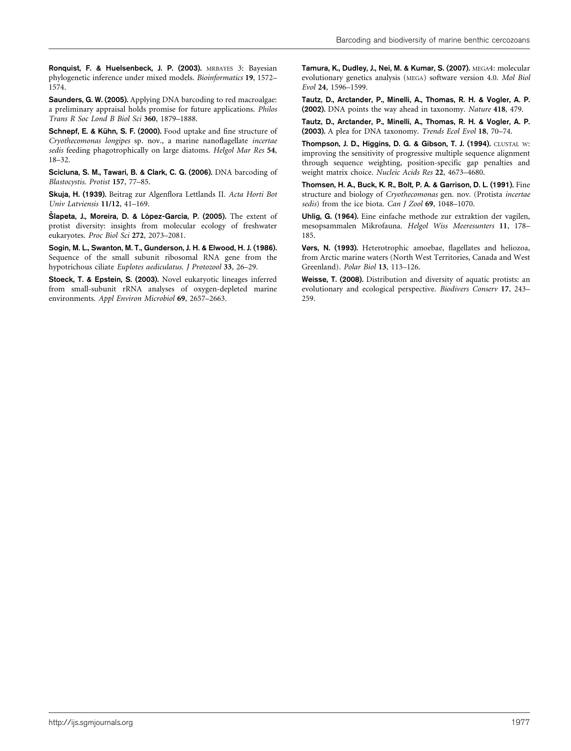**Ronquist, F. & Huelsenbeck, J. P. (2003).** MRBAYES 3: Bayesian phylogenetic inference under mixed models. *Bioinformatics* **19**, 1572–1574.

**Saunders, G. W. (2005).** Applying DNA barcoding to red macroalgae: a preliminary appraisal holds promise for future applications. *Philos Trans R Soc Lond B Biol Sci* **360**, 1879–1888.

**Schnepf, E. & Kühn, S. F. (2000).** Food uptake and fine structure of *Cryothecomonas longipes* sp. nov., a marine nanoflagellate *incertae sedis* feeding phagotrophically on large diatoms. *Helgol Mar Res* **54**, 18–32.

**Scicluna, S. M., Tawari, B. & Clark, C. G. (2006).** DNA barcoding of *Blastocystis*. *Protist* **157**, 77–85.

**Skuja, H. (1939).** Beitrag zur Algenflora Lettlands II. *Acta Horti Bot Univ Latviensis* **11/12**, 41–169.

**Šlapeta, J., Moreira, D. & López-García, P. (2005).** The extent of protist diversity: insights from molecular ecology of freshwater eukaryotes. *Proc Biol Sci* **272**, 2073–2081.

**Sogin, M. L., Swanton, M. T., Gunderson, J. H. & Elwood, H. J. (1986).** Sequence of the small subunit ribosomal RNA gene from the hypotrichous ciliate *Euplotes aediculatus*. *J Protozool* **33**, 26–29.

**Stoeck, T. & Epstein, S. (2003).** Novel eukaryotic lineages inferred from small-subunit rRNA analyses of oxygen-depleted marine environments. *Appl Environ Microbiol* **69**, 2657–2663.

**Tamura, K., Dudley, J., Nei, M. & Kumar, S. (2007).** MEGA4: molecular evolutionary genetics analysis (MEGA) software version 4.0. *Mol Biol Evol* **24**, 1596–1599.

**Tautz, D., Arctander, P., Minelli, A., Thomas, R. H. & Vogler, A. P. (2002).** DNA points the way ahead in taxonomy. *Nature* **418**, 479.

**Tautz, D., Arctander, P., Minelli, A., Thomas, R. H. & Vogler, A. P. (2003).** A plea for DNA taxonomy. *Trends Ecol Evol* **18**, 70–74.

**Thompson, J. D., Higgins, D. G. & Gibson, T. J. (1994).** CLUSTAL W: improving the sensitivity of progressive multiple sequence alignment through sequence weighting, position-specific gap penalties and weight matrix choice. *Nucleic Acids Res* **22**, 4673–4680.

**Thomsen, H. A., Buck, K. R., Bolt, P. A. & Garrison, D. L. (1991).** Fine structure and biology of *Cryothecomonas* gen. nov. (Protista *incertae sedis*) from the ice biota. *Can J Zool* **69**, 1048–1070.

**Uhlig, G. (1964).** Eine einfache methode zur extraktion der vagilen, mesopsammalen Mikrofauna. *Helgol Wiss Meeresunters* **11**, 178–185.

**Vørs, N. (1993).** Heterotrophic amoebae, flagellates and heliozoa, from Arctic marine waters (North West Territories, Canada and West Greenland). *Polar Biol* **13**, 113–126.

**Weisse, T. (2008).** Distribution and diversity of aquatic protists: an evolutionary and ecological perspective. *Biodivers Conserv* **17**, 243–259.